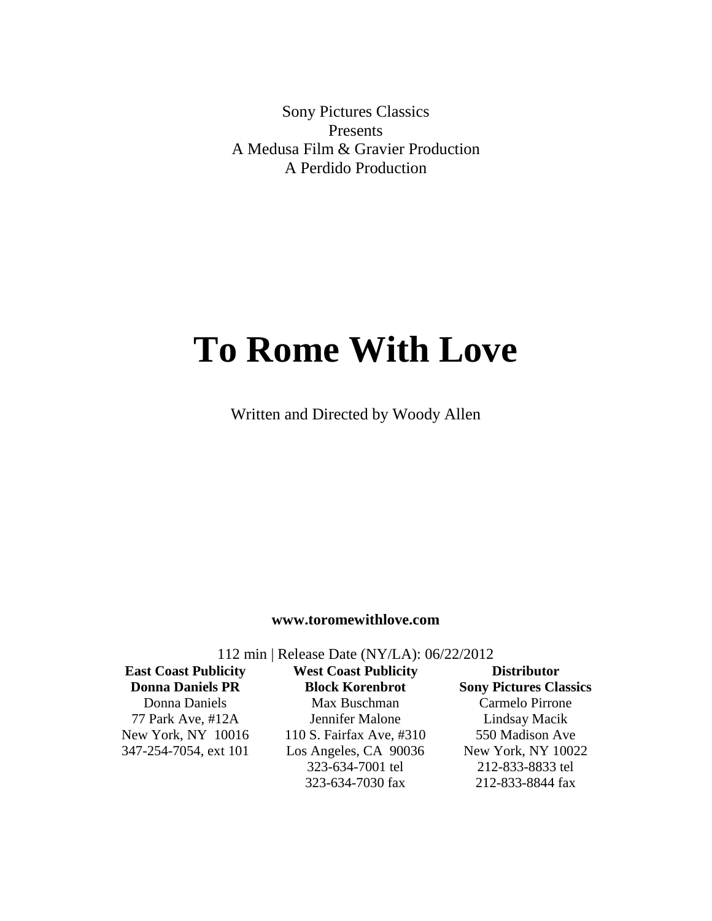Sony Pictures Classics
Presents
A Medusa Film & Gravier Production
A Perdido Production

# To Rome With Love

Written and Directed by Woody Allen

**www.toromewithlove.com**

112 min | Release Date (NY/LA): 06/22/2012

| **East Coast Publicity** | **West Coast Publicity** | **Distributor** |
|---|---|---|
| **Donna Daniels PR** | **Block Korenbrot** | **Sony Pictures Classics** |
| Donna Daniels | Max Buschman | Carmelo Pirrone |
| 77 Park Ave, #12A | Jennifer Malone | Lindsay Macik |
| New York, NY 10016 | 110 S. Fairfax Ave, #310 | 550 Madison Ave |
| 347-254-7054, ext 101 | Los Angeles, CA 90036 | New York, NY 10022 |
| | 323-634-7001 tel | 212-833-8833 tel |
| | 323-634-7030 fax | 212-833-8844 fax |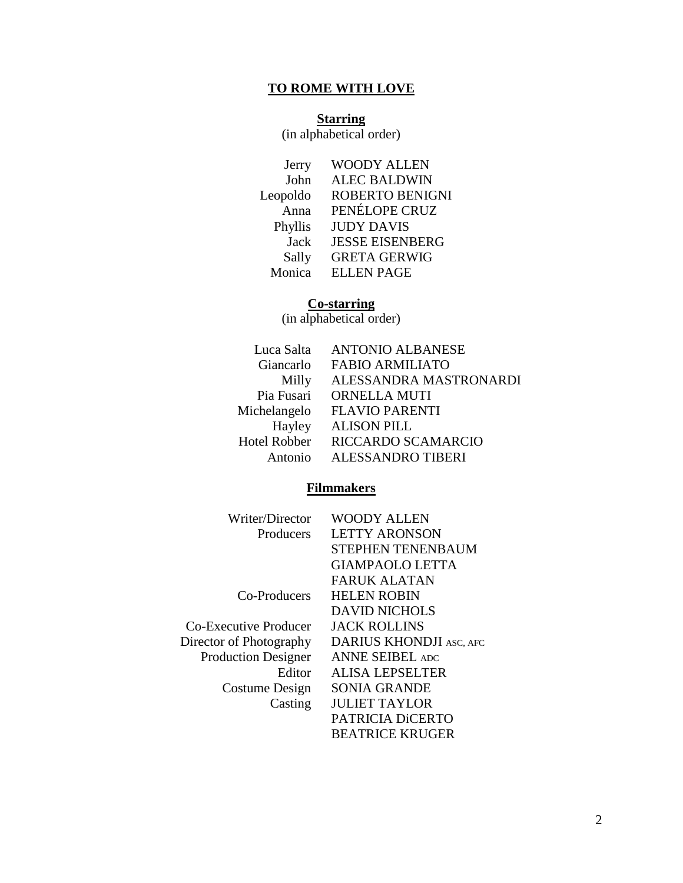# TO ROME WITH LOVE

## Starring

(in alphabetical order)

| | |
|---|---|
| Jerry | WOODY ALLEN |
| John | ALEC BALDWIN |
| Leopoldo | ROBERTO BENIGNI |
| Anna | PENÉLOPE CRUZ |
| Phyllis | JUDY DAVIS |
| Jack | JESSE EISENBERG |
| Sally | GRETA GERWIG |
| Monica | ELLEN PAGE |

## Co-starring

(in alphabetical order)

| | |
|---|---|
| Luca Salta | ANTONIO ALBANESE |
| Giancarlo | FABIO ARMILIATO |
| Milly | ALESSANDRA MASTRONARDI |
| Pia Fusari | ORNELLA MUTI |
| Michelangelo | FLAVIO PARENTI |
| Hayley | ALISON PILL |
| Hotel Robber | RICCARDO SCAMARCIO |
| Antonio | ALESSANDRO TIBERI |

## Filmmakers

| | |
|---|---|
| Writer/Director | WOODY ALLEN |
| Producers | LETTY ARONSON |
| | STEPHEN TENENBAUM |
| | GIAMPAOLO LETTA |
| | FARUK ALATAN |
| Co-Producers | HELEN ROBIN |
| | DAVID NICHOLS |
| Co-Executive Producer | JACK ROLLINS |
| Director of Photography | DARIUS KHONDJI ASC, AFC |
| Production Designer | ANNE SEIBEL ADC |
| Editor | ALISA LEPSELTER |
| Costume Design | SONIA GRANDE |
| Casting | JULIET TAYLOR |
| | PATRICIA DiCERTO |
| | BEATRICE KRUGER |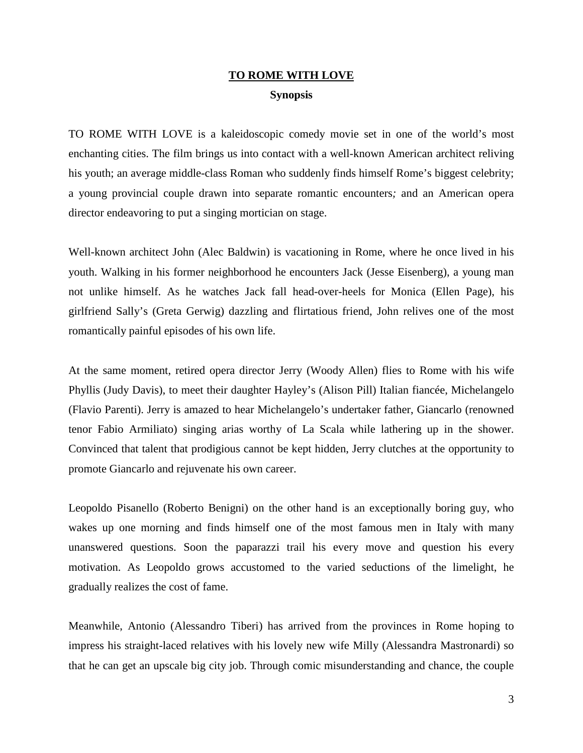# **TO ROME WITH LOVE**

## **Synopsis**

TO ROME WITH LOVE is a kaleidoscopic comedy movie set in one of the world's most enchanting cities. The film brings us into contact with a well-known American architect reliving his youth; an average middle-class Roman who suddenly finds himself Rome's biggest celebrity; a young provincial couple drawn into separate romantic encounters*;* and an American opera director endeavoring to put a singing mortician on stage.

Well-known architect John (Alec Baldwin) is vacationing in Rome, where he once lived in his youth. Walking in his former neighborhood he encounters Jack (Jesse Eisenberg), a young man not unlike himself. As he watches Jack fall head-over-heels for Monica (Ellen Page), his girlfriend Sally's (Greta Gerwig) dazzling and flirtatious friend, John relives one of the most romantically painful episodes of his own life.

At the same moment, retired opera director Jerry (Woody Allen) flies to Rome with his wife Phyllis (Judy Davis), to meet their daughter Hayley's (Alison Pill) Italian fiancée, Michelangelo (Flavio Parenti). Jerry is amazed to hear Michelangelo's undertaker father, Giancarlo (renowned tenor Fabio Armiliato) singing arias worthy of La Scala while lathering up in the shower. Convinced that talent that prodigious cannot be kept hidden, Jerry clutches at the opportunity to promote Giancarlo and rejuvenate his own career.

Leopoldo Pisanello (Roberto Benigni) on the other hand is an exceptionally boring guy, who wakes up one morning and finds himself one of the most famous men in Italy with many unanswered questions. Soon the paparazzi trail his every move and question his every motivation. As Leopoldo grows accustomed to the varied seductions of the limelight, he gradually realizes the cost of fame.

Meanwhile, Antonio (Alessandro Tiberi) has arrived from the provinces in Rome hoping to impress his straight-laced relatives with his lovely new wife Milly (Alessandra Mastronardi) so that he can get an upscale big city job. Through comic misunderstanding and chance, the couple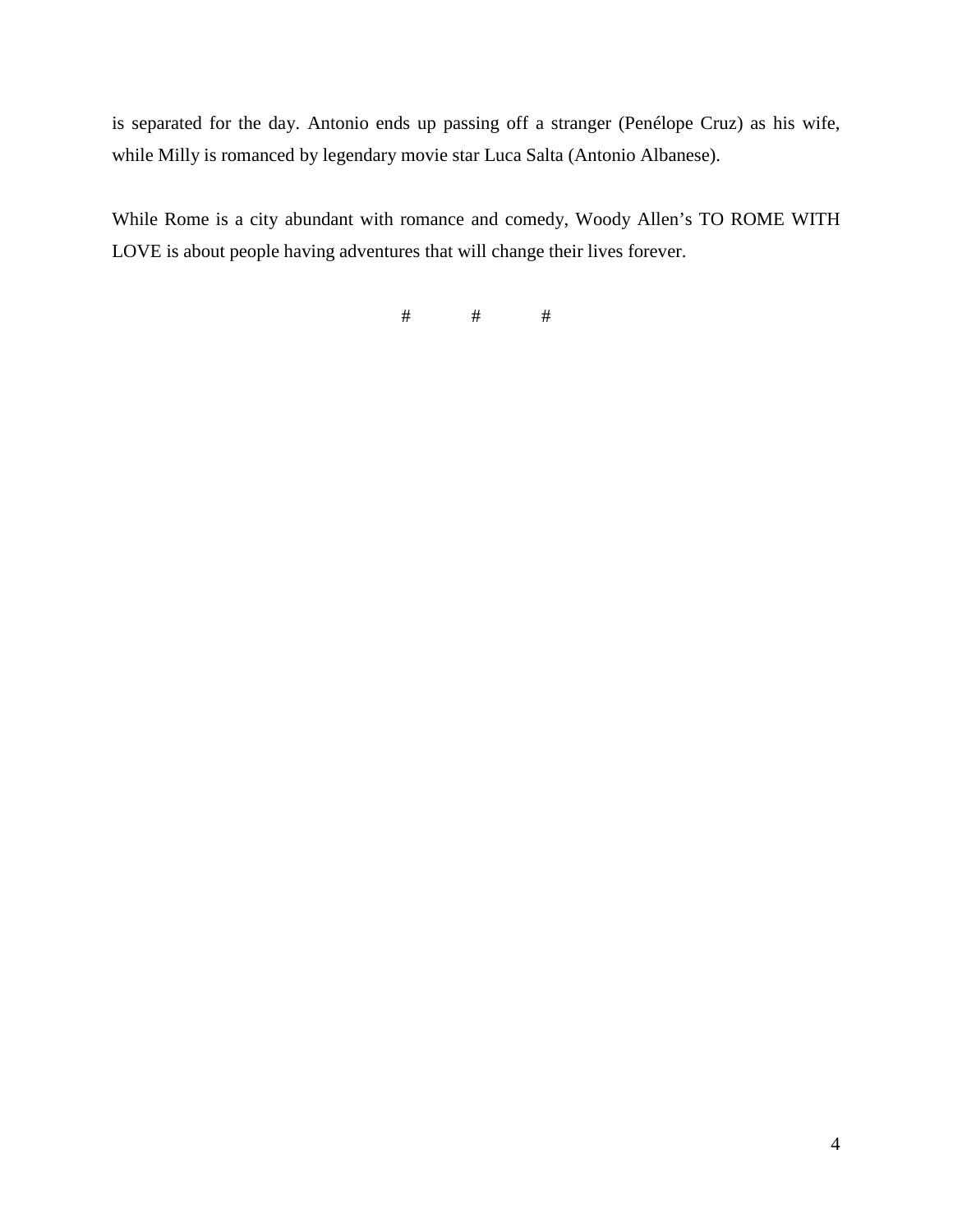is separated for the day. Antonio ends up passing off a stranger (Penélope Cruz) as his wife, while Milly is romanced by legendary movie star Luca Salta (Antonio Albanese).

While Rome is a city abundant with romance and comedy, Woody Allen's TO ROME WITH LOVE is about people having adventures that will change their lives forever.

# # #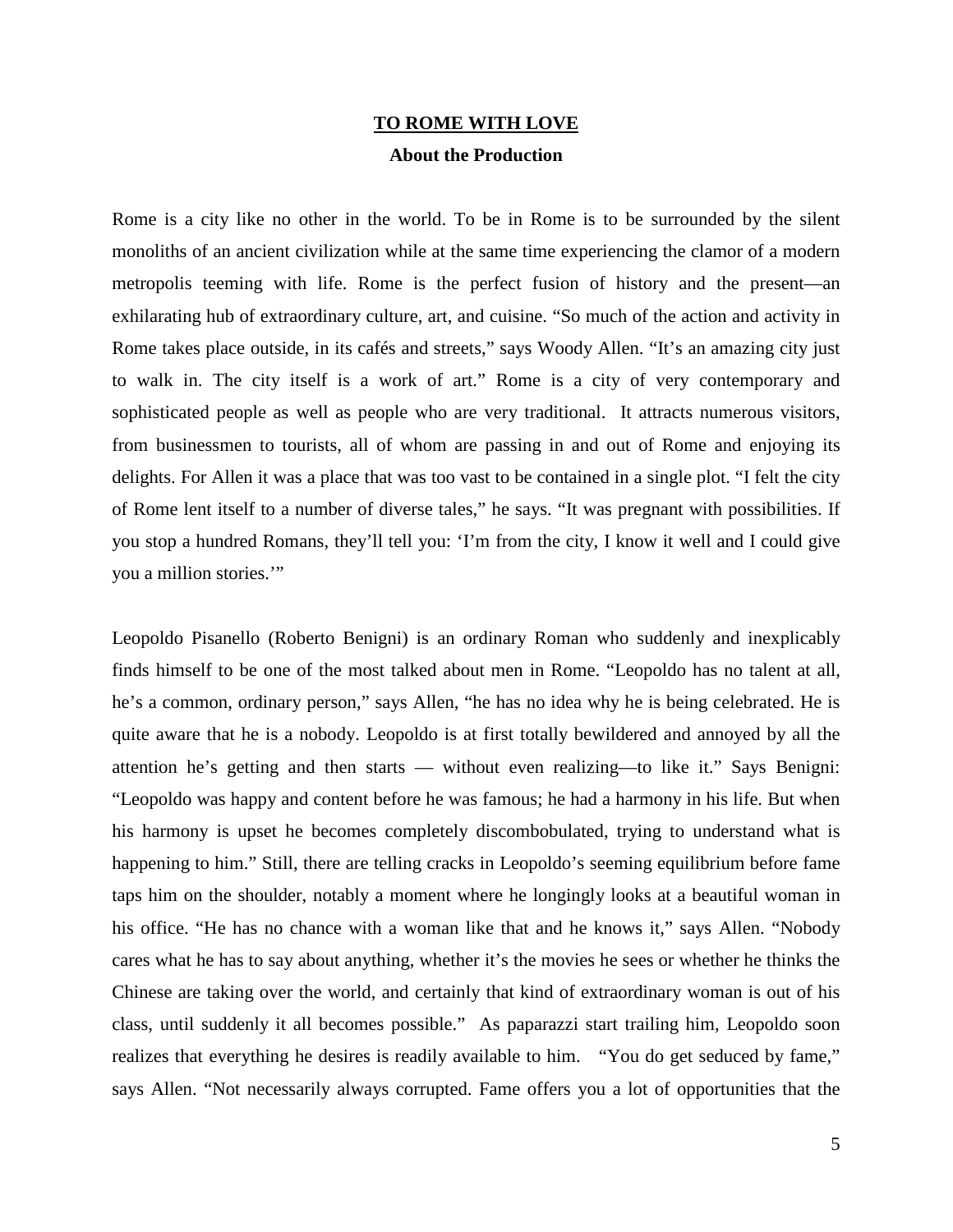## TO ROME WITH LOVE

### About the Production

Rome is a city like no other in the world. To be in Rome is to be surrounded by the silent monoliths of an ancient civilization while at the same time experiencing the clamor of a modern metropolis teeming with life. Rome is the perfect fusion of history and the present—an exhilarating hub of extraordinary culture, art, and cuisine. "So much of the action and activity in Rome takes place outside, in its cafés and streets," says Woody Allen. "It's an amazing city just to walk in. The city itself is a work of art." Rome is a city of very contemporary and sophisticated people as well as people who are very traditional. It attracts numerous visitors, from businessmen to tourists, all of whom are passing in and out of Rome and enjoying its delights. For Allen it was a place that was too vast to be contained in a single plot. "I felt the city of Rome lent itself to a number of diverse tales," he says. "It was pregnant with possibilities. If you stop a hundred Romans, they'll tell you: 'I'm from the city, I know it well and I could give you a million stories.'"

Leopoldo Pisanello (Roberto Benigni) is an ordinary Roman who suddenly and inexplicably finds himself to be one of the most talked about men in Rome. "Leopoldo has no talent at all, he's a common, ordinary person," says Allen, "he has no idea why he is being celebrated. He is quite aware that he is a nobody. Leopoldo is at first totally bewildered and annoyed by all the attention he's getting and then starts — without even realizing—to like it." Says Benigni: "Leopoldo was happy and content before he was famous; he had a harmony in his life. But when his harmony is upset he becomes completely discombobulated, trying to understand what is happening to him." Still, there are telling cracks in Leopoldo's seeming equilibrium before fame taps him on the shoulder, notably a moment where he longingly looks at a beautiful woman in his office. "He has no chance with a woman like that and he knows it," says Allen. "Nobody cares what he has to say about anything, whether it's the movies he sees or whether he thinks the Chinese are taking over the world, and certainly that kind of extraordinary woman is out of his class, until suddenly it all becomes possible." As paparazzi start trailing him, Leopoldo soon realizes that everything he desires is readily available to him. "You do get seduced by fame," says Allen. "Not necessarily always corrupted. Fame offers you a lot of opportunities that the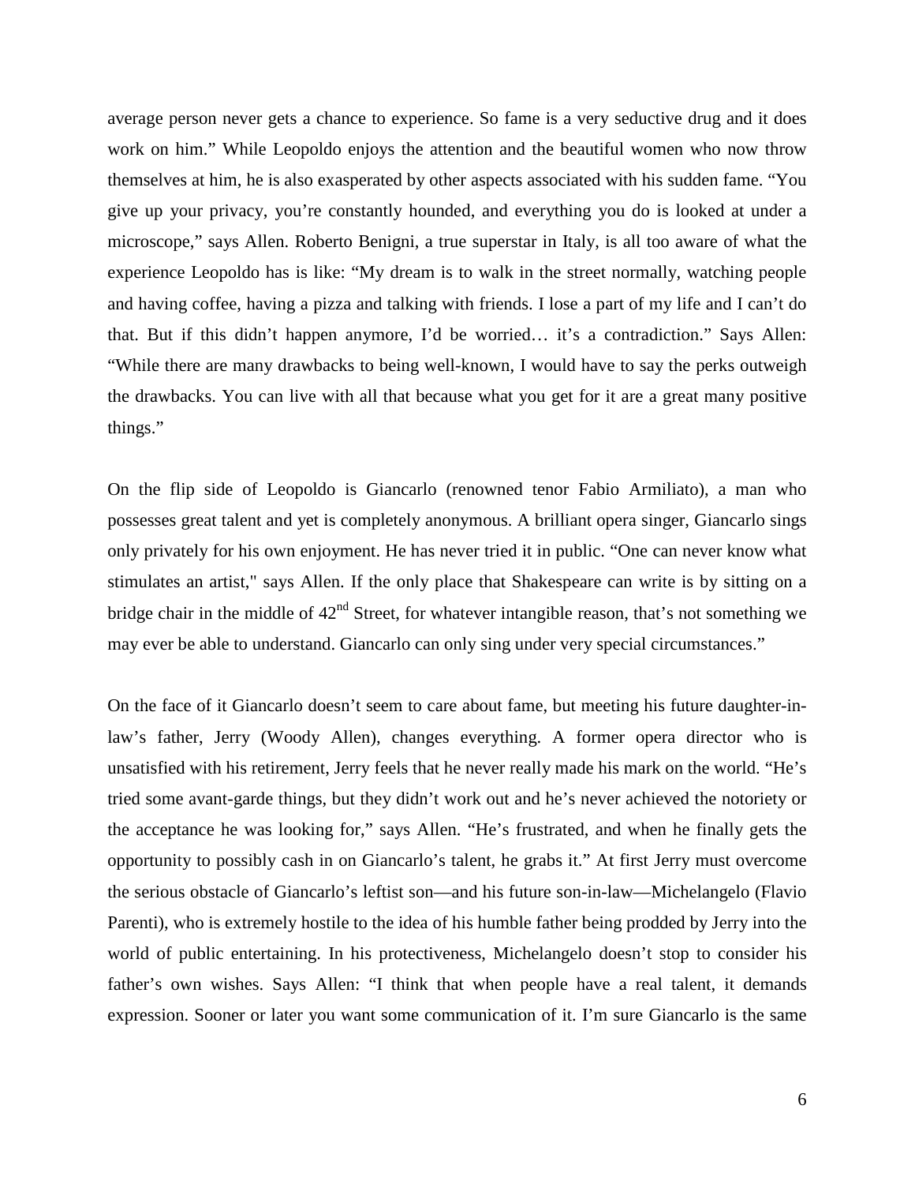average person never gets a chance to experience. So fame is a very seductive drug and it does work on him." While Leopoldo enjoys the attention and the beautiful women who now throw themselves at him, he is also exasperated by other aspects associated with his sudden fame. "You give up your privacy, you're constantly hounded, and everything you do is looked at under a microscope," says Allen. Roberto Benigni, a true superstar in Italy, is all too aware of what the experience Leopoldo has is like: "My dream is to walk in the street normally, watching people and having coffee, having a pizza and talking with friends. I lose a part of my life and I can't do that. But if this didn't happen anymore, I'd be worried… it's a contradiction." Says Allen: "While there are many drawbacks to being well-known, I would have to say the perks outweigh the drawbacks. You can live with all that because what you get for it are a great many positive things."

On the flip side of Leopoldo is Giancarlo (renowned tenor Fabio Armiliato), a man who possesses great talent and yet is completely anonymous. A brilliant opera singer, Giancarlo sings only privately for his own enjoyment. He has never tried it in public. "One can never know what stimulates an artist," says Allen. If the only place that Shakespeare can write is by sitting on a bridge chair in the middle of 42nd Street, for whatever intangible reason, that's not something we may ever be able to understand. Giancarlo can only sing under very special circumstances."

On the face of it Giancarlo doesn't seem to care about fame, but meeting his future daughter-in-law's father, Jerry (Woody Allen), changes everything. A former opera director who is unsatisfied with his retirement, Jerry feels that he never really made his mark on the world. "He's tried some avant-garde things, but they didn't work out and he's never achieved the notoriety or the acceptance he was looking for," says Allen. "He's frustrated, and when he finally gets the opportunity to possibly cash in on Giancarlo's talent, he grabs it." At first Jerry must overcome the serious obstacle of Giancarlo's leftist son—and his future son-in-law—Michelangelo (Flavio Parenti), who is extremely hostile to the idea of his humble father being prodded by Jerry into the world of public entertaining. In his protectiveness, Michelangelo doesn't stop to consider his father's own wishes. Says Allen: "I think that when people have a real talent, it demands expression. Sooner or later you want some communication of it. I'm sure Giancarlo is the same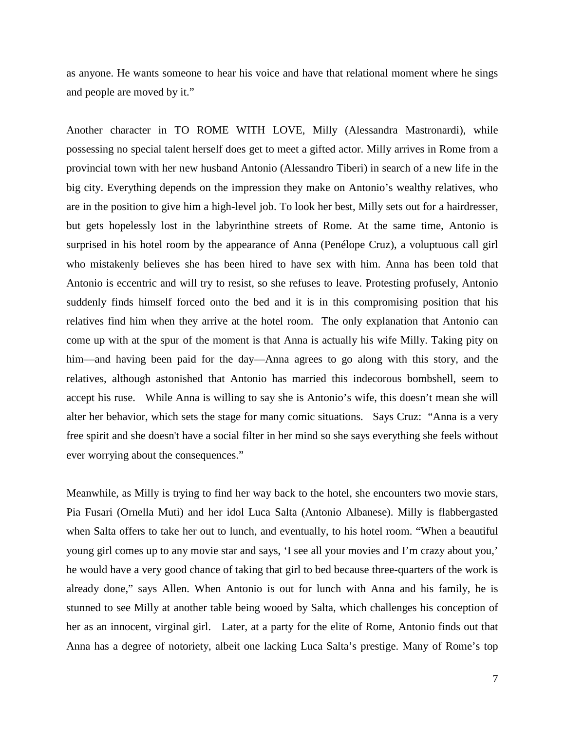as anyone. He wants someone to hear his voice and have that relational moment where he sings and people are moved by it."

Another character in TO ROME WITH LOVE, Milly (Alessandra Mastronardi), while possessing no special talent herself does get to meet a gifted actor. Milly arrives in Rome from a provincial town with her new husband Antonio (Alessandro Tiberi) in search of a new life in the big city. Everything depends on the impression they make on Antonio's wealthy relatives, who are in the position to give him a high-level job. To look her best, Milly sets out for a hairdresser, but gets hopelessly lost in the labyrinthine streets of Rome. At the same time, Antonio is surprised in his hotel room by the appearance of Anna (Penélope Cruz), a voluptuous call girl who mistakenly believes she has been hired to have sex with him. Anna has been told that Antonio is eccentric and will try to resist, so she refuses to leave. Protesting profusely, Antonio suddenly finds himself forced onto the bed and it is in this compromising position that his relatives find him when they arrive at the hotel room. The only explanation that Antonio can come up with at the spur of the moment is that Anna is actually his wife Milly. Taking pity on him—and having been paid for the day—Anna agrees to go along with this story, and the relatives, although astonished that Antonio has married this indecorous bombshell, seem to accept his ruse. While Anna is willing to say she is Antonio's wife, this doesn't mean she will alter her behavior, which sets the stage for many comic situations. Says Cruz: "Anna is a very free spirit and she doesn't have a social filter in her mind so she says everything she feels without ever worrying about the consequences."

Meanwhile, as Milly is trying to find her way back to the hotel, she encounters two movie stars, Pia Fusari (Ornella Muti) and her idol Luca Salta (Antonio Albanese). Milly is flabbergasted when Salta offers to take her out to lunch, and eventually, to his hotel room. "When a beautiful young girl comes up to any movie star and says, 'I see all your movies and I'm crazy about you,' he would have a very good chance of taking that girl to bed because three-quarters of the work is already done," says Allen. When Antonio is out for lunch with Anna and his family, he is stunned to see Milly at another table being wooed by Salta, which challenges his conception of her as an innocent, virginal girl. Later, at a party for the elite of Rome, Antonio finds out that Anna has a degree of notoriety, albeit one lacking Luca Salta's prestige. Many of Rome's top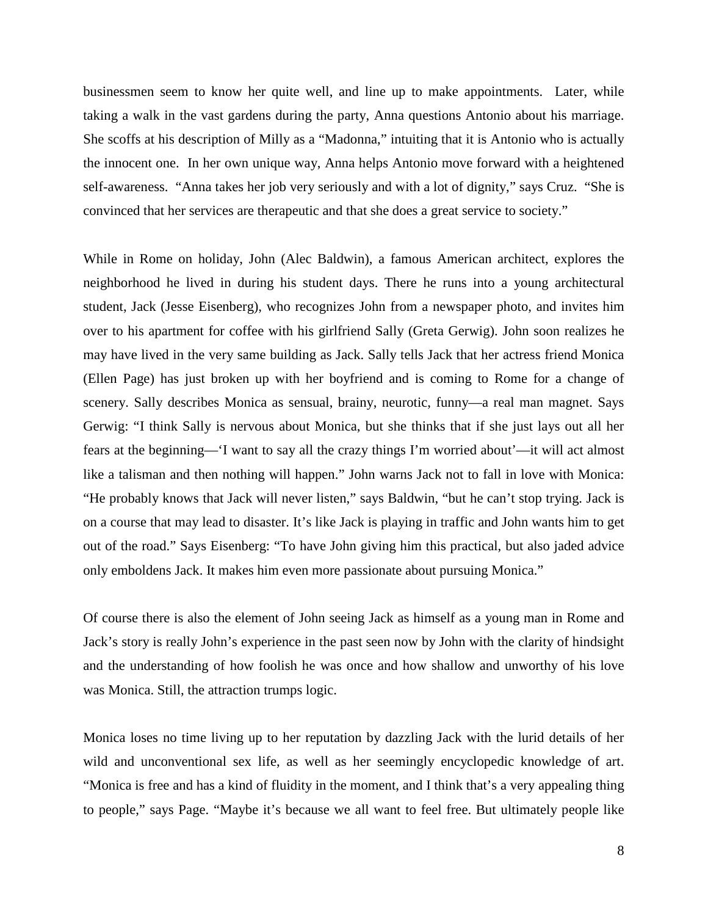businessmen seem to know her quite well, and line up to make appointments. Later, while taking a walk in the vast gardens during the party, Anna questions Antonio about his marriage. She scoffs at his description of Milly as a "Madonna," intuiting that it is Antonio who is actually the innocent one. In her own unique way, Anna helps Antonio move forward with a heightened self-awareness. "Anna takes her job very seriously and with a lot of dignity," says Cruz. "She is convinced that her services are therapeutic and that she does a great service to society."

While in Rome on holiday, John (Alec Baldwin), a famous American architect, explores the neighborhood he lived in during his student days. There he runs into a young architectural student, Jack (Jesse Eisenberg), who recognizes John from a newspaper photo, and invites him over to his apartment for coffee with his girlfriend Sally (Greta Gerwig). John soon realizes he may have lived in the very same building as Jack. Sally tells Jack that her actress friend Monica (Ellen Page) has just broken up with her boyfriend and is coming to Rome for a change of scenery. Sally describes Monica as sensual, brainy, neurotic, funny—a real man magnet. Says Gerwig: "I think Sally is nervous about Monica, but she thinks that if she just lays out all her fears at the beginning—'I want to say all the crazy things I'm worried about'—it will act almost like a talisman and then nothing will happen." John warns Jack not to fall in love with Monica: "He probably knows that Jack will never listen," says Baldwin, "but he can't stop trying. Jack is on a course that may lead to disaster. It's like Jack is playing in traffic and John wants him to get out of the road." Says Eisenberg: "To have John giving him this practical, but also jaded advice only emboldens Jack. It makes him even more passionate about pursuing Monica."

Of course there is also the element of John seeing Jack as himself as a young man in Rome and Jack's story is really John's experience in the past seen now by John with the clarity of hindsight and the understanding of how foolish he was once and how shallow and unworthy of his love was Monica. Still, the attraction trumps logic.

Monica loses no time living up to her reputation by dazzling Jack with the lurid details of her wild and unconventional sex life, as well as her seemingly encyclopedic knowledge of art. "Monica is free and has a kind of fluidity in the moment, and I think that's a very appealing thing to people," says Page. "Maybe it's because we all want to feel free. But ultimately people like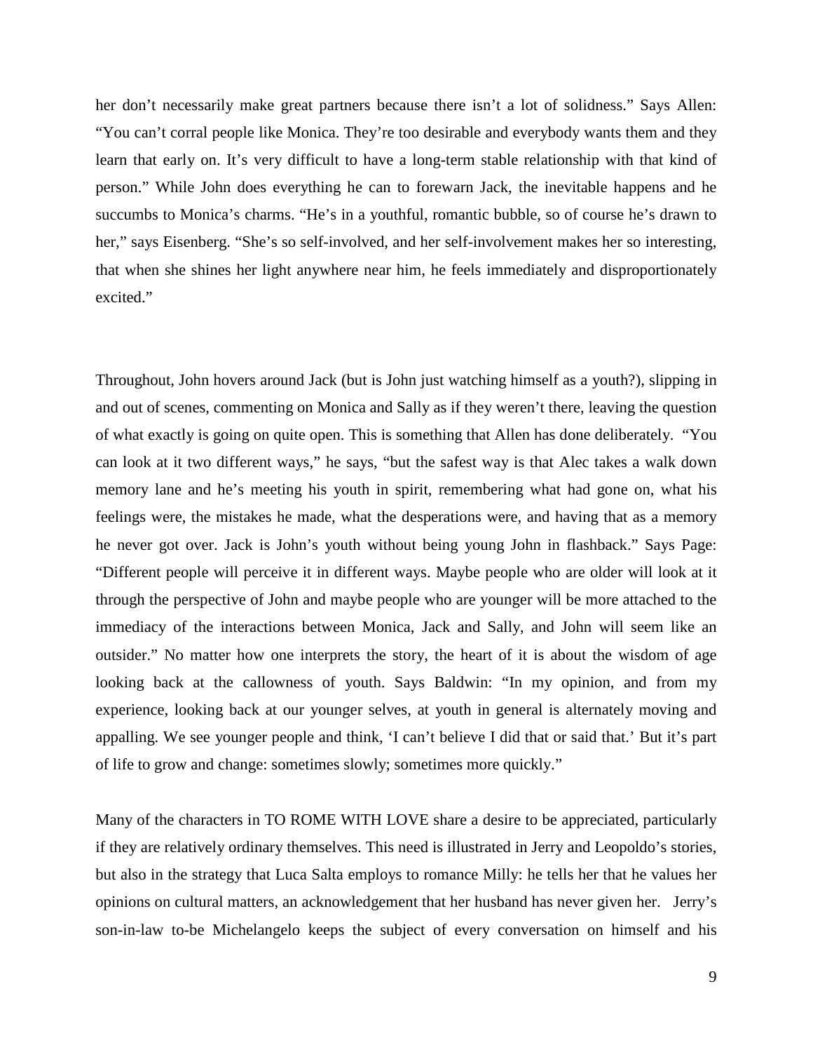her don't necessarily make great partners because there isn't a lot of solidness." Says Allen: "You can't corral people like Monica. They're too desirable and everybody wants them and they learn that early on. It's very difficult to have a long-term stable relationship with that kind of person." While John does everything he can to forewarn Jack, the inevitable happens and he succumbs to Monica's charms. "He's in a youthful, romantic bubble, so of course he's drawn to her," says Eisenberg. "She's so self-involved, and her self-involvement makes her so interesting, that when she shines her light anywhere near him, he feels immediately and disproportionately excited."

Throughout, John hovers around Jack (but is John just watching himself as a youth?), slipping in and out of scenes, commenting on Monica and Sally as if they weren't there, leaving the question of what exactly is going on quite open. This is something that Allen has done deliberately. "You can look at it two different ways," he says, "but the safest way is that Alec takes a walk down memory lane and he's meeting his youth in spirit, remembering what had gone on, what his feelings were, the mistakes he made, what the desperations were, and having that as a memory he never got over. Jack is John's youth without being young John in flashback." Says Page: "Different people will perceive it in different ways. Maybe people who are older will look at it through the perspective of John and maybe people who are younger will be more attached to the immediacy of the interactions between Monica, Jack and Sally, and John will seem like an outsider." No matter how one interprets the story, the heart of it is about the wisdom of age looking back at the callowness of youth. Says Baldwin: "In my opinion, and from my experience, looking back at our younger selves, at youth in general is alternately moving and appalling. We see younger people and think, 'I can't believe I did that or said that.' But it's part of life to grow and change: sometimes slowly; sometimes more quickly."

Many of the characters in TO ROME WITH LOVE share a desire to be appreciated, particularly if they are relatively ordinary themselves. This need is illustrated in Jerry and Leopoldo's stories, but also in the strategy that Luca Salta employs to romance Milly: he tells her that he values her opinions on cultural matters, an acknowledgement that her husband has never given her. Jerry's son-in-law to-be Michelangelo keeps the subject of every conversation on himself and his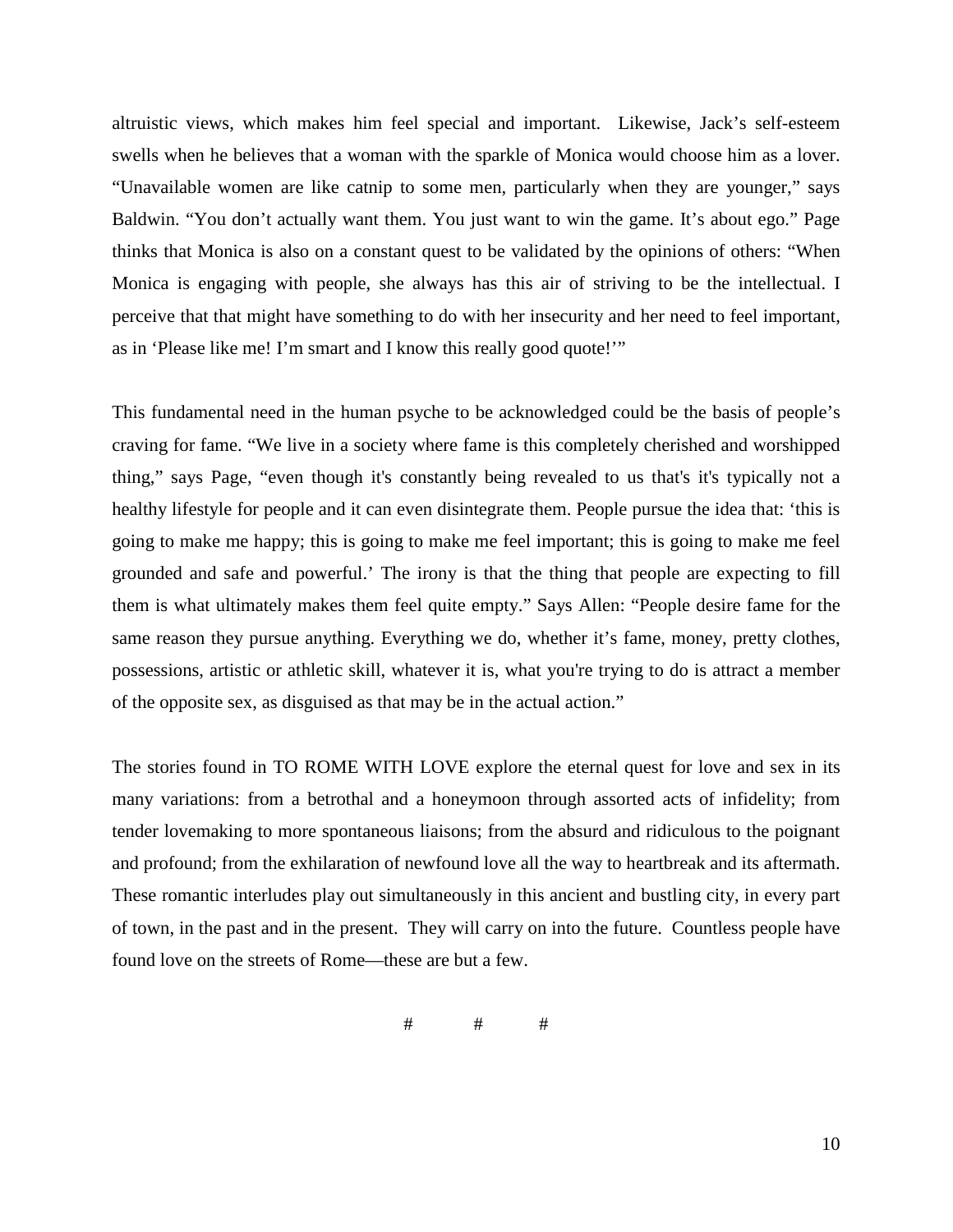altruistic views, which makes him feel special and important. Likewise, Jack's self-esteem swells when he believes that a woman with the sparkle of Monica would choose him as a lover. "Unavailable women are like catnip to some men, particularly when they are younger," says Baldwin. "You don't actually want them. You just want to win the game. It's about ego." Page thinks that Monica is also on a constant quest to be validated by the opinions of others: "When Monica is engaging with people, she always has this air of striving to be the intellectual. I perceive that that might have something to do with her insecurity and her need to feel important, as in 'Please like me! I'm smart and I know this really good quote!'"

This fundamental need in the human psyche to be acknowledged could be the basis of people's craving for fame. "We live in a society where fame is this completely cherished and worshipped thing," says Page, "even though it's constantly being revealed to us that's it's typically not a healthy lifestyle for people and it can even disintegrate them. People pursue the idea that: 'this is going to make me happy; this is going to make me feel important; this is going to make me feel grounded and safe and powerful.' The irony is that the thing that people are expecting to fill them is what ultimately makes them feel quite empty." Says Allen: "People desire fame for the same reason they pursue anything. Everything we do, whether it's fame, money, pretty clothes, possessions, artistic or athletic skill, whatever it is, what you're trying to do is attract a member of the opposite sex, as disguised as that may be in the actual action."

The stories found in TO ROME WITH LOVE explore the eternal quest for love and sex in its many variations: from a betrothal and a honeymoon through assorted acts of infidelity; from tender lovemaking to more spontaneous liaisons; from the absurd and ridiculous to the poignant and profound; from the exhilaration of newfound love all the way to heartbreak and its aftermath. These romantic interludes play out simultaneously in this ancient and bustling city, in every part of town, in the past and in the present. They will carry on into the future. Countless people have found love on the streets of Rome—these are but a few.

# # #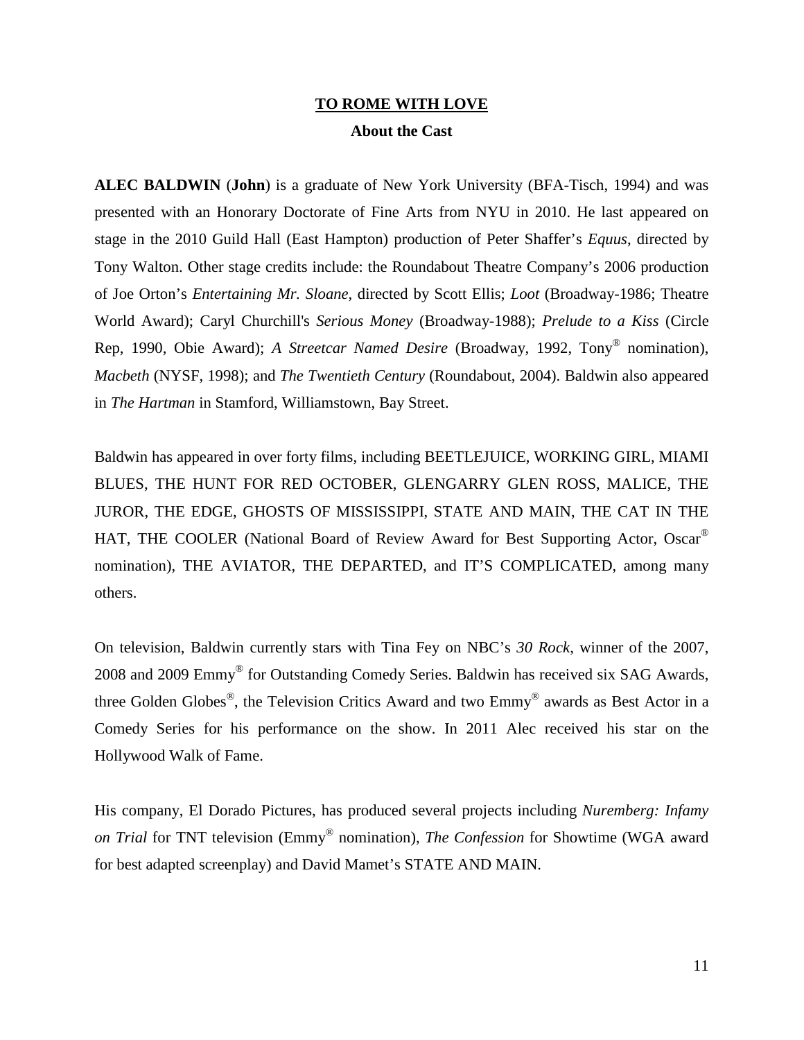## TO ROME WITH LOVE

### About the Cast

**ALEC BALDWIN** (**John**) is a graduate of New York University (BFA-Tisch, 1994) and was presented with an Honorary Doctorate of Fine Arts from NYU in 2010. He last appeared on stage in the 2010 Guild Hall (East Hampton) production of Peter Shaffer's *Equus*, directed by Tony Walton. Other stage credits include: the Roundabout Theatre Company's 2006 production of Joe Orton's *Entertaining Mr. Sloane*, directed by Scott Ellis; *Loot* (Broadway-1986; Theatre World Award); Caryl Churchill's *Serious Money* (Broadway-1988); *Prelude to a Kiss* (Circle Rep, 1990, Obie Award); *A Streetcar Named Desire* (Broadway, 1992, Tony® nomination), *Macbeth* (NYSF, 1998); and *The Twentieth Century* (Roundabout, 2004). Baldwin also appeared in *The Hartman* in Stamford, Williamstown, Bay Street.

Baldwin has appeared in over forty films, including BEETLEJUICE, WORKING GIRL, MIAMI BLUES, THE HUNT FOR RED OCTOBER, GLENGARRY GLEN ROSS, MALICE, THE JUROR, THE EDGE, GHOSTS OF MISSISSIPPI, STATE AND MAIN, THE CAT IN THE HAT, THE COOLER (National Board of Review Award for Best Supporting Actor, Oscar® nomination), THE AVIATOR, THE DEPARTED, and IT'S COMPLICATED, among many others.

On television, Baldwin currently stars with Tina Fey on NBC's *30 Rock*, winner of the 2007, 2008 and 2009 Emmy® for Outstanding Comedy Series. Baldwin has received six SAG Awards, three Golden Globes®, the Television Critics Award and two Emmy® awards as Best Actor in a Comedy Series for his performance on the show. In 2011 Alec received his star on the Hollywood Walk of Fame.

His company, El Dorado Pictures, has produced several projects including *Nuremberg: Infamy on Trial* for TNT television (Emmy® nomination), *The Confession* for Showtime (WGA award for best adapted screenplay) and David Mamet's STATE AND MAIN.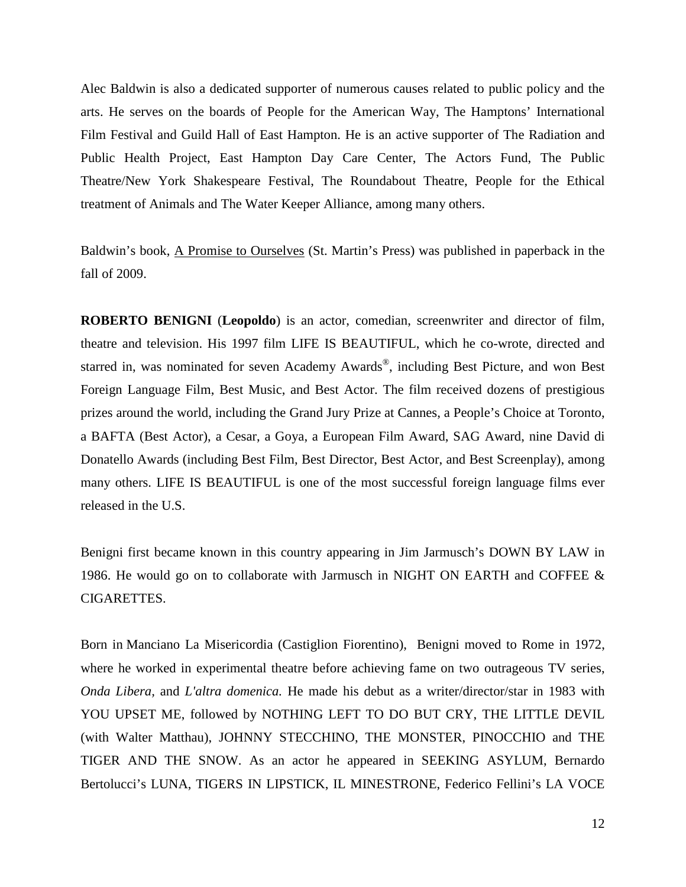Alec Baldwin is also a dedicated supporter of numerous causes related to public policy and the arts. He serves on the boards of People for the American Way, The Hamptons' International Film Festival and Guild Hall of East Hampton. He is an active supporter of The Radiation and Public Health Project, East Hampton Day Care Center, The Actors Fund, The Public Theatre/New York Shakespeare Festival, The Roundabout Theatre, People for the Ethical treatment of Animals and The Water Keeper Alliance, among many others.

Baldwin's book, A Promise to Ourselves (St. Martin's Press) was published in paperback in the fall of 2009.

**ROBERTO BENIGNI** (**Leopoldo**) is an actor, comedian, screenwriter and director of film, theatre and television. His 1997 film LIFE IS BEAUTIFUL, which he co-wrote, directed and starred in, was nominated for seven Academy Awards®, including Best Picture, and won Best Foreign Language Film, Best Music, and Best Actor. The film received dozens of prestigious prizes around the world, including the Grand Jury Prize at Cannes, a People's Choice at Toronto, a BAFTA (Best Actor), a Cesar, a Goya, a European Film Award, SAG Award, nine David di Donatello Awards (including Best Film, Best Director, Best Actor, and Best Screenplay), among many others. LIFE IS BEAUTIFUL is one of the most successful foreign language films ever released in the U.S.

Benigni first became known in this country appearing in Jim Jarmusch's DOWN BY LAW in 1986. He would go on to collaborate with Jarmusch in NIGHT ON EARTH and COFFEE & CIGARETTES.

Born in Manciano La Misericordia (Castiglion Fiorentino), Benigni moved to Rome in 1972, where he worked in experimental theatre before achieving fame on two outrageous TV series, *Onda Libera,* and *L'altra domenica.* He made his debut as a writer/director/star in 1983 with YOU UPSET ME, followed by NOTHING LEFT TO DO BUT CRY, THE LITTLE DEVIL (with Walter Matthau), JOHNNY STECCHINO, THE MONSTER, PINOCCHIO and THE TIGER AND THE SNOW. As an actor he appeared in SEEKING ASYLUM, Bernardo Bertolucci's LUNA, TIGERS IN LIPSTICK, IL MINESTRONE, Federico Fellini's LA VOCE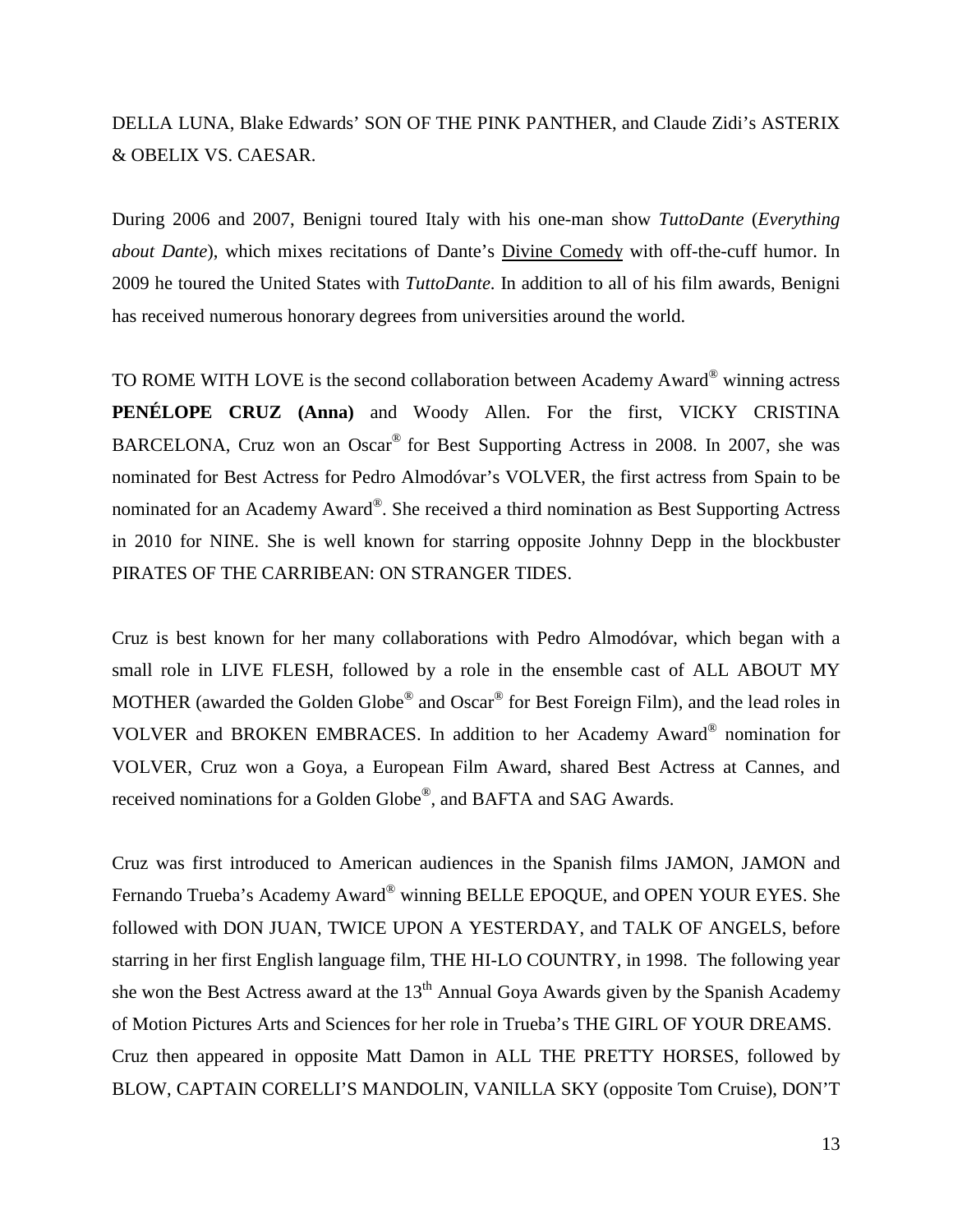DELLA LUNA, Blake Edwards' SON OF THE PINK PANTHER, and Claude Zidi's ASTERIX & OBELIX VS. CAESAR.

During 2006 and 2007, Benigni toured Italy with his one-man show *TuttoDante* (*Everything about Dante*), which mixes recitations of Dante's Divine Comedy with off-the-cuff humor. In 2009 he toured the United States with *TuttoDante.* In addition to all of his film awards, Benigni has received numerous honorary degrees from universities around the world.

TO ROME WITH LOVE is the second collaboration between Academy Award® winning actress **PENÉLOPE CRUZ (Anna)** and Woody Allen. For the first, VICKY CRISTINA BARCELONA, Cruz won an Oscar® for Best Supporting Actress in 2008. In 2007, she was nominated for Best Actress for Pedro Almodóvar's VOLVER, the first actress from Spain to be nominated for an Academy Award®. She received a third nomination as Best Supporting Actress in 2010 for NINE. She is well known for starring opposite Johnny Depp in the blockbuster PIRATES OF THE CARRIBEAN: ON STRANGER TIDES.

Cruz is best known for her many collaborations with Pedro Almodóvar, which began with a small role in LIVE FLESH, followed by a role in the ensemble cast of ALL ABOUT MY MOTHER (awarded the Golden Globe® and Oscar® for Best Foreign Film), and the lead roles in VOLVER and BROKEN EMBRACES. In addition to her Academy Award® nomination for VOLVER, Cruz won a Goya, a European Film Award, shared Best Actress at Cannes, and received nominations for a Golden Globe®, and BAFTA and SAG Awards.

Cruz was first introduced to American audiences in the Spanish films JAMON, JAMON and Fernando Trueba's Academy Award® winning BELLE EPOQUE, and OPEN YOUR EYES. She followed with DON JUAN, TWICE UPON A YESTERDAY, and TALK OF ANGELS, before starring in her first English language film, THE HI-LO COUNTRY, in 1998. The following year she won the Best Actress award at the 13th Annual Goya Awards given by the Spanish Academy of Motion Pictures Arts and Sciences for her role in Trueba's THE GIRL OF YOUR DREAMS. Cruz then appeared in opposite Matt Damon in ALL THE PRETTY HORSES, followed by BLOW, CAPTAIN CORELLI'S MANDOLIN, VANILLA SKY (opposite Tom Cruise), DON'T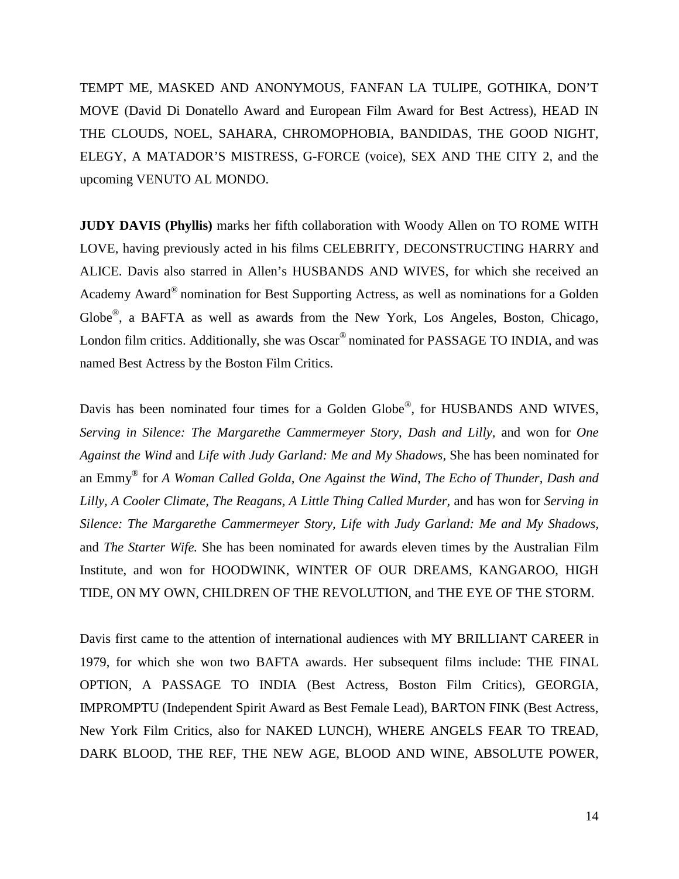TEMPT ME, MASKED AND ANONYMOUS, FANFAN LA TULIPE, GOTHIKA, DON'T MOVE (David Di Donatello Award and European Film Award for Best Actress), HEAD IN THE CLOUDS, NOEL, SAHARA, CHROMOPHOBIA, BANDIDAS, THE GOOD NIGHT, ELEGY, A MATADOR'S MISTRESS, G-FORCE (voice), SEX AND THE CITY 2, and the upcoming VENUTO AL MONDO.

**JUDY DAVIS (Phyllis)** marks her fifth collaboration with Woody Allen on TO ROME WITH LOVE, having previously acted in his films CELEBRITY, DECONSTRUCTING HARRY and ALICE. Davis also starred in Allen's HUSBANDS AND WIVES, for which she received an Academy Award® nomination for Best Supporting Actress, as well as nominations for a Golden Globe®, a BAFTA as well as awards from the New York, Los Angeles, Boston, Chicago, London film critics. Additionally, she was Oscar® nominated for PASSAGE TO INDIA, and was named Best Actress by the Boston Film Critics.

Davis has been nominated four times for a Golden Globe®, for HUSBANDS AND WIVES, *Serving in Silence: The Margarethe Cammermeyer Story, Dash and Lilly,* and won for *One Against the Wind* and *Life with Judy Garland: Me and My Shadows,* She has been nominated for an Emmy® for *A Woman Called Golda, One Against the Wind*, *The Echo of Thunder, Dash and Lilly, A Cooler Climate, The Reagans, A Little Thing Called Murder*, and has won for *Serving in Silence: The Margarethe Cammermeyer Story, Life with Judy Garland: Me and My Shadows,* and *The Starter Wife.* She has been nominated for awards eleven times by the Australian Film Institute, and won for HOODWINK, WINTER OF OUR DREAMS, KANGAROO, HIGH TIDE, ON MY OWN, CHILDREN OF THE REVOLUTION, and THE EYE OF THE STORM.

Davis first came to the attention of international audiences with MY BRILLIANT CAREER in 1979, for which she won two BAFTA awards. Her subsequent films include: THE FINAL OPTION, A PASSAGE TO INDIA (Best Actress, Boston Film Critics), GEORGIA, IMPROMPTU (Independent Spirit Award as Best Female Lead), BARTON FINK (Best Actress, New York Film Critics, also for NAKED LUNCH), WHERE ANGELS FEAR TO TREAD, DARK BLOOD, THE REF, THE NEW AGE, BLOOD AND WINE, ABSOLUTE POWER,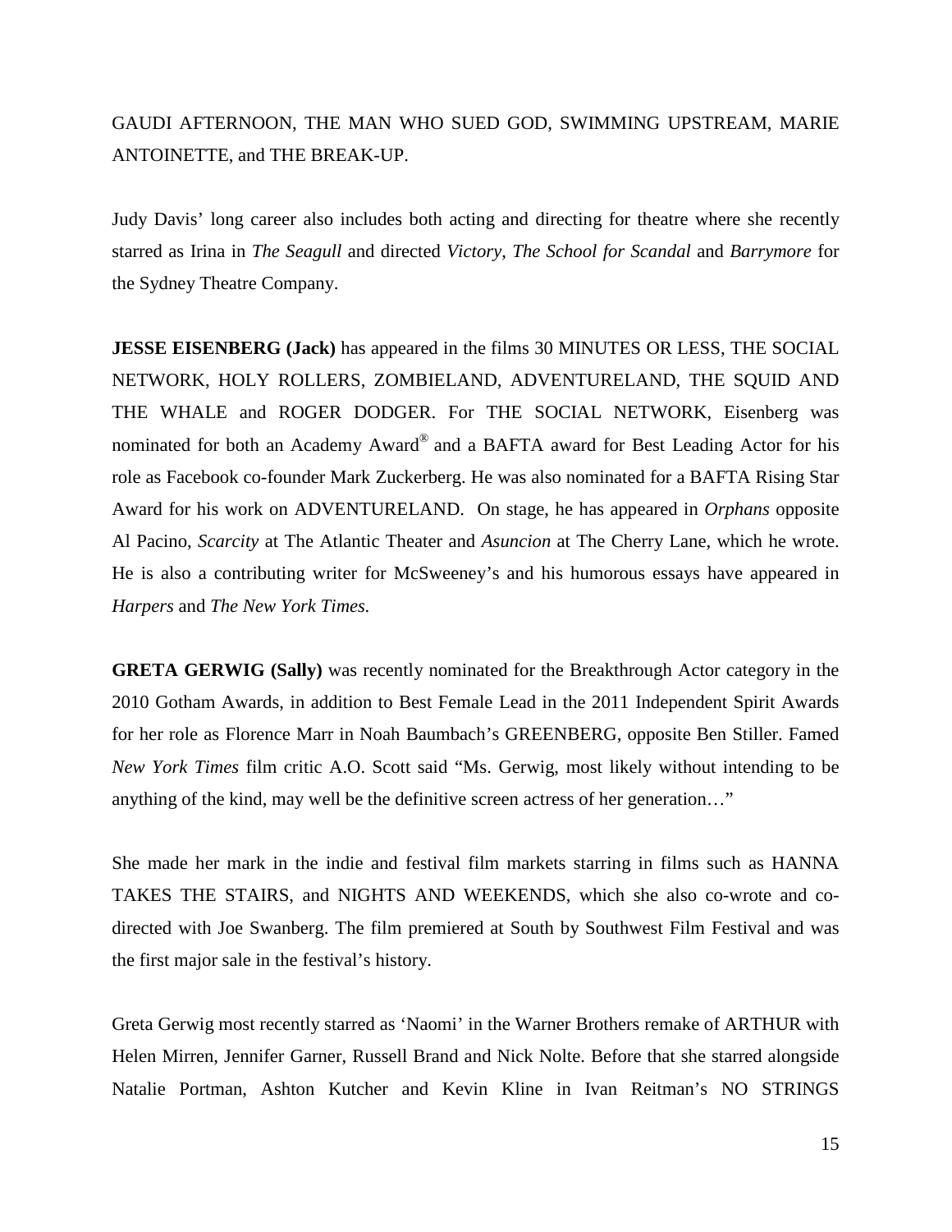GAUDI AFTERNOON, THE MAN WHO SUED GOD, SWIMMING UPSTREAM, MARIE ANTOINETTE, and THE BREAK-UP.

Judy Davis' long career also includes both acting and directing for theatre where she recently starred as Irina in *The Seagull* and directed *Victory*, *The School for Scandal* and *Barrymore* for the Sydney Theatre Company.

**JESSE EISENBERG (Jack)** has appeared in the films 30 MINUTES OR LESS, THE SOCIAL NETWORK, HOLY ROLLERS, ZOMBIELAND, ADVENTURELAND, THE SQUID AND THE WHALE and ROGER DODGER. For THE SOCIAL NETWORK, Eisenberg was nominated for both an Academy Award® and a BAFTA award for Best Leading Actor for his role as Facebook co-founder Mark Zuckerberg. He was also nominated for a BAFTA Rising Star Award for his work on ADVENTURELAND. On stage, he has appeared in *Orphans* opposite Al Pacino, *Scarcity* at The Atlantic Theater and *Asuncion* at The Cherry Lane, which he wrote. He is also a contributing writer for McSweeney's and his humorous essays have appeared in *Harpers* and *The New York Times.*

**GRETA GERWIG (Sally)** was recently nominated for the Breakthrough Actor category in the 2010 Gotham Awards, in addition to Best Female Lead in the 2011 Independent Spirit Awards for her role as Florence Marr in Noah Baumbach's GREENBERG, opposite Ben Stiller. Famed *New York Times* film critic A.O. Scott said "Ms. Gerwig, most likely without intending to be anything of the kind, may well be the definitive screen actress of her generation…"

She made her mark in the indie and festival film markets starring in films such as HANNA TAKES THE STAIRS, and NIGHTS AND WEEKENDS, which she also co-wrote and co-directed with Joe Swanberg. The film premiered at South by Southwest Film Festival and was the first major sale in the festival's history.

Greta Gerwig most recently starred as 'Naomi' in the Warner Brothers remake of ARTHUR with Helen Mirren, Jennifer Garner, Russell Brand and Nick Nolte. Before that she starred alongside Natalie Portman, Ashton Kutcher and Kevin Kline in Ivan Reitman's NO STRINGS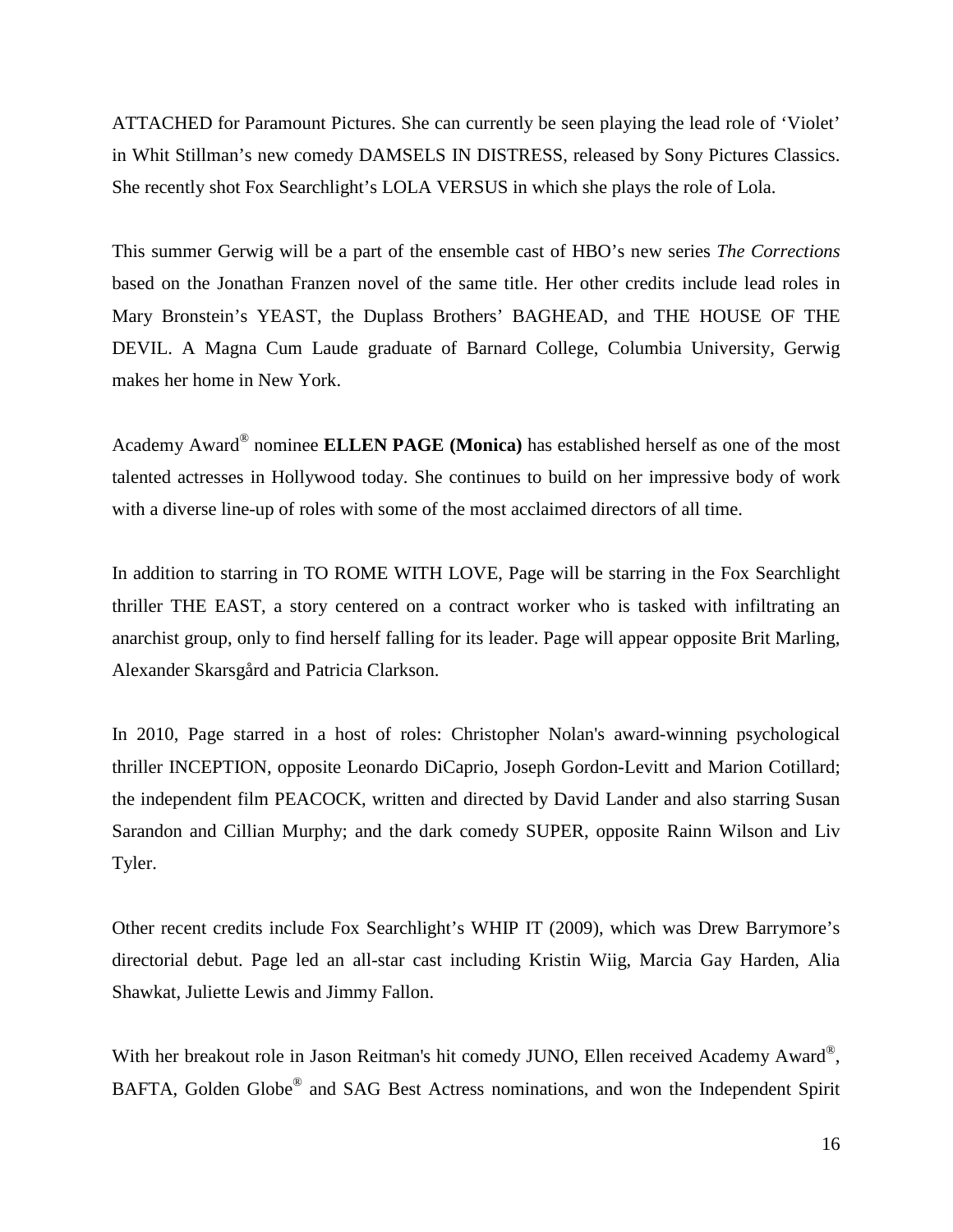ATTACHED for Paramount Pictures. She can currently be seen playing the lead role of 'Violet' in Whit Stillman's new comedy DAMSELS IN DISTRESS, released by Sony Pictures Classics. She recently shot Fox Searchlight's LOLA VERSUS in which she plays the role of Lola.

This summer Gerwig will be a part of the ensemble cast of HBO's new series *The Corrections* based on the Jonathan Franzen novel of the same title. Her other credits include lead roles in Mary Bronstein's YEAST, the Duplass Brothers' BAGHEAD, and THE HOUSE OF THE DEVIL. A Magna Cum Laude graduate of Barnard College, Columbia University, Gerwig makes her home in New York.

Academy Award® nominee **ELLEN PAGE (Monica)** has established herself as one of the most talented actresses in Hollywood today. She continues to build on her impressive body of work with a diverse line-up of roles with some of the most acclaimed directors of all time.

In addition to starring in TO ROME WITH LOVE, Page will be starring in the Fox Searchlight thriller THE EAST, a story centered on a contract worker who is tasked with infiltrating an anarchist group, only to find herself falling for its leader. Page will appear opposite Brit Marling, Alexander Skarsgård and Patricia Clarkson.

In 2010, Page starred in a host of roles: Christopher Nolan's award-winning psychological thriller INCEPTION, opposite Leonardo DiCaprio, Joseph Gordon-Levitt and Marion Cotillard; the independent film PEACOCK, written and directed by David Lander and also starring Susan Sarandon and Cillian Murphy; and the dark comedy SUPER, opposite Rainn Wilson and Liv Tyler.

Other recent credits include Fox Searchlight's WHIP IT (2009), which was Drew Barrymore's directorial debut. Page led an all-star cast including Kristin Wiig, Marcia Gay Harden, Alia Shawkat, Juliette Lewis and Jimmy Fallon.

With her breakout role in Jason Reitman's hit comedy JUNO, Ellen received Academy Award®, BAFTA, Golden Globe® and SAG Best Actress nominations, and won the Independent Spirit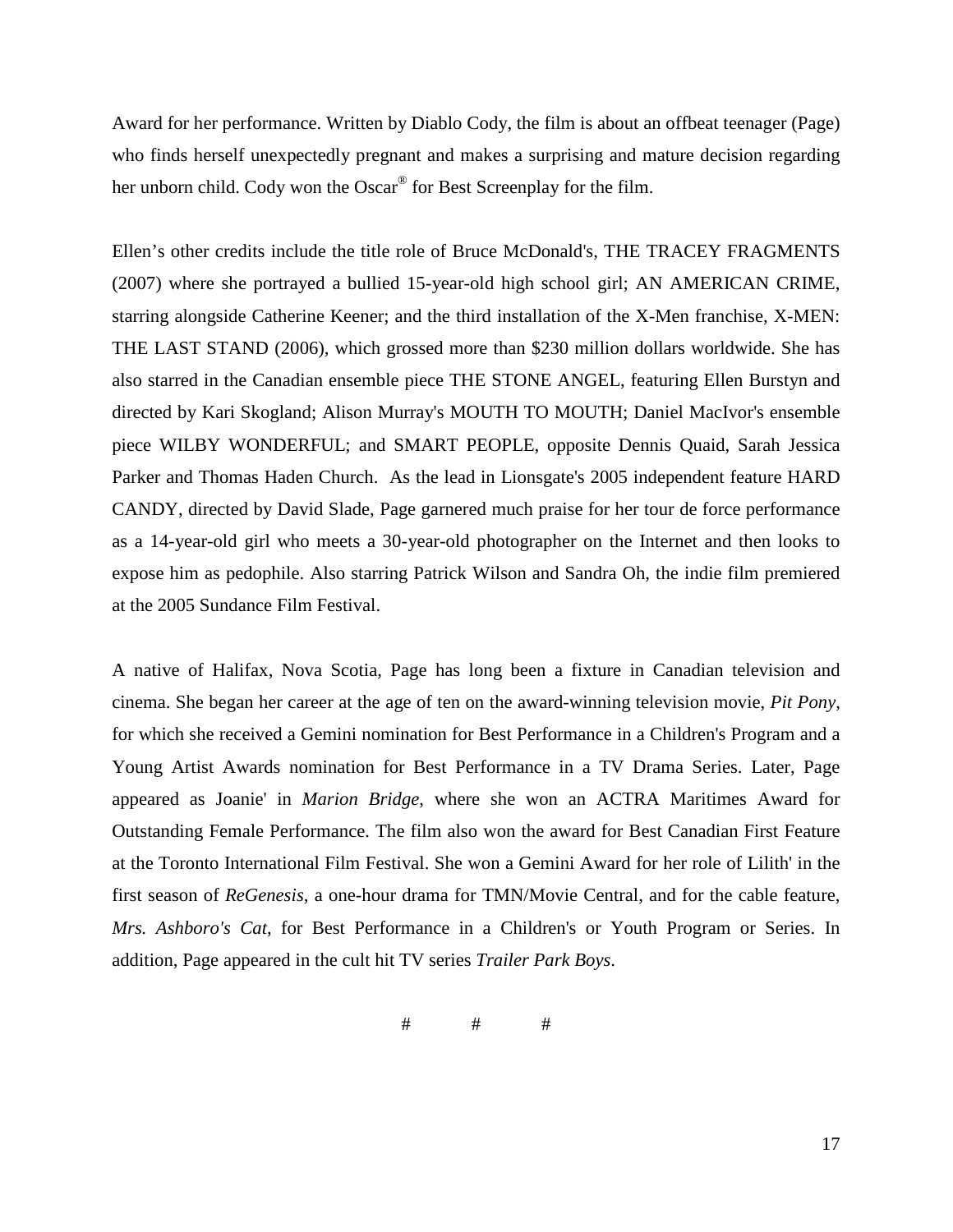Award for her performance. Written by Diablo Cody, the film is about an offbeat teenager (Page) who finds herself unexpectedly pregnant and makes a surprising and mature decision regarding her unborn child. Cody won the Oscar® for Best Screenplay for the film.

Ellen's other credits include the title role of Bruce McDonald's, THE TRACEY FRAGMENTS (2007) where she portrayed a bullied 15-year-old high school girl; AN AMERICAN CRIME, starring alongside Catherine Keener; and the third installation of the X-Men franchise, X-MEN: THE LAST STAND (2006), which grossed more than $230 million dollars worldwide. She has also starred in the Canadian ensemble piece THE STONE ANGEL, featuring Ellen Burstyn and directed by Kari Skogland; Alison Murray's MOUTH TO MOUTH; Daniel MacIvor's ensemble piece WILBY WONDERFUL; and SMART PEOPLE, opposite Dennis Quaid, Sarah Jessica Parker and Thomas Haden Church. As the lead in Lionsgate's 2005 independent feature HARD CANDY, directed by David Slade, Page garnered much praise for her tour de force performance as a 14-year-old girl who meets a 30-year-old photographer on the Internet and then looks to expose him as pedophile. Also starring Patrick Wilson and Sandra Oh, the indie film premiered at the 2005 Sundance Film Festival.

A native of Halifax, Nova Scotia, Page has long been a fixture in Canadian television and cinema. She began her career at the age of ten on the award-winning television movie, *Pit Pony*, for which she received a Gemini nomination for Best Performance in a Children's Program and a Young Artist Awards nomination for Best Performance in a TV Drama Series. Later, Page appeared as Joanie' in *Marion Bridge*, where she won an ACTRA Maritimes Award for Outstanding Female Performance. The film also won the award for Best Canadian First Feature at the Toronto International Film Festival. She won a Gemini Award for her role of Lilith' in the first season of *ReGenesis*, a one-hour drama for TMN/Movie Central, and for the cable feature, *Mrs. Ashboro's Cat*, for Best Performance in a Children's or Youth Program or Series. In addition, Page appeared in the cult hit TV series *Trailer Park Boys*.

# # #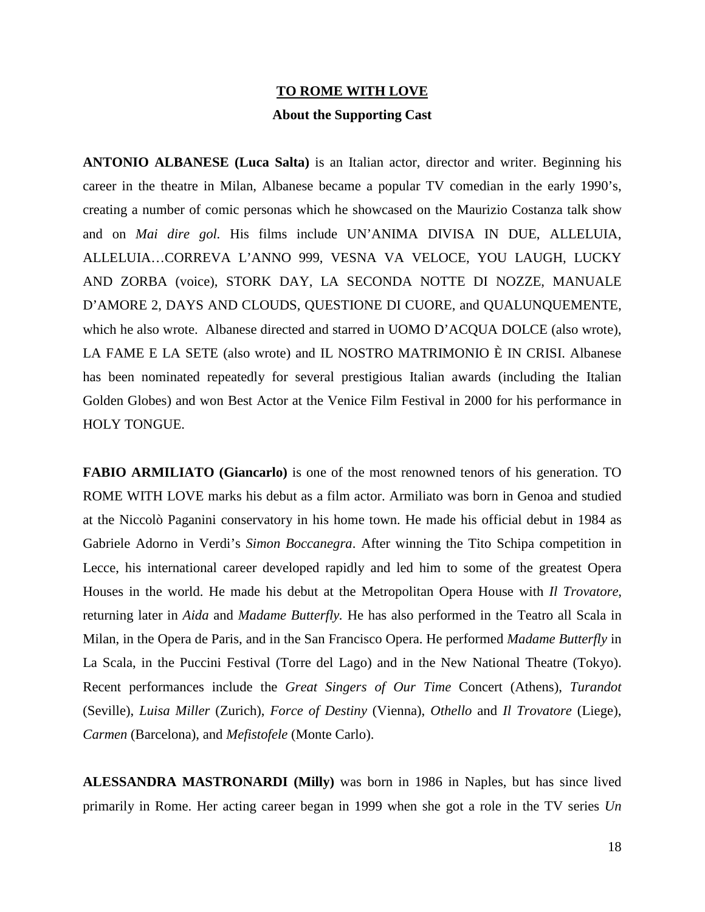**<u>TO ROME WITH LOVE</u>**

**About the Supporting Cast**

**ANTONIO ALBANESE (Luca Salta)** is an Italian actor, director and writer. Beginning his career in the theatre in Milan, Albanese became a popular TV comedian in the early 1990's, creating a number of comic personas which he showcased on the Maurizio Costanza talk show and on *Mai dire gol.* His films include UN'ANIMA DIVISA IN DUE, ALLELUIA, ALLELUIA…CORREVA L'ANNO 999, VESNA VA VELOCE, YOU LAUGH, LUCKY AND ZORBA (voice), STORK DAY, LA SECONDA NOTTE DI NOZZE, MANUALE D'AMORE 2, DAYS AND CLOUDS, QUESTIONE DI CUORE, and QUALUNQUEMENTE, which he also wrote. Albanese directed and starred in UOMO D'ACQUA DOLCE (also wrote), LA FAME E LA SETE (also wrote) and IL NOSTRO MATRIMONIO È IN CRISI. Albanese has been nominated repeatedly for several prestigious Italian awards (including the Italian Golden Globes) and won Best Actor at the Venice Film Festival in 2000 for his performance in HOLY TONGUE.

**FABIO ARMILIATO (Giancarlo)** is one of the most renowned tenors of his generation. TO ROME WITH LOVE marks his debut as a film actor. Armiliato was born in Genoa and studied at the Niccolò Paganini conservatory in his home town. He made his official debut in 1984 as Gabriele Adorno in Verdi's *Simon Boccanegra*. After winning the Tito Schipa competition in Lecce, his international career developed rapidly and led him to some of the greatest Opera Houses in the world. He made his debut at the Metropolitan Opera House with *Il Trovatore*, returning later in *Aida* and *Madame Butterfly.* He has also performed in the Teatro all Scala in Milan, in the Opera de Paris, and in the San Francisco Opera. He performed *Madame Butterfly* in La Scala, in the Puccini Festival (Torre del Lago) and in the New National Theatre (Tokyo). Recent performances include the *Great Singers of Our Time* Concert (Athens), *Turandot* (Seville), *Luisa Miller* (Zurich), *Force of Destiny* (Vienna), *Othello* and *Il Trovatore* (Liege), *Carmen* (Barcelona), and *Mefistofele* (Monte Carlo).

**ALESSANDRA MASTRONARDI (Milly)** was born in 1986 in Naples, but has since lived primarily in Rome. Her acting career began in 1999 when she got a role in the TV series *Un*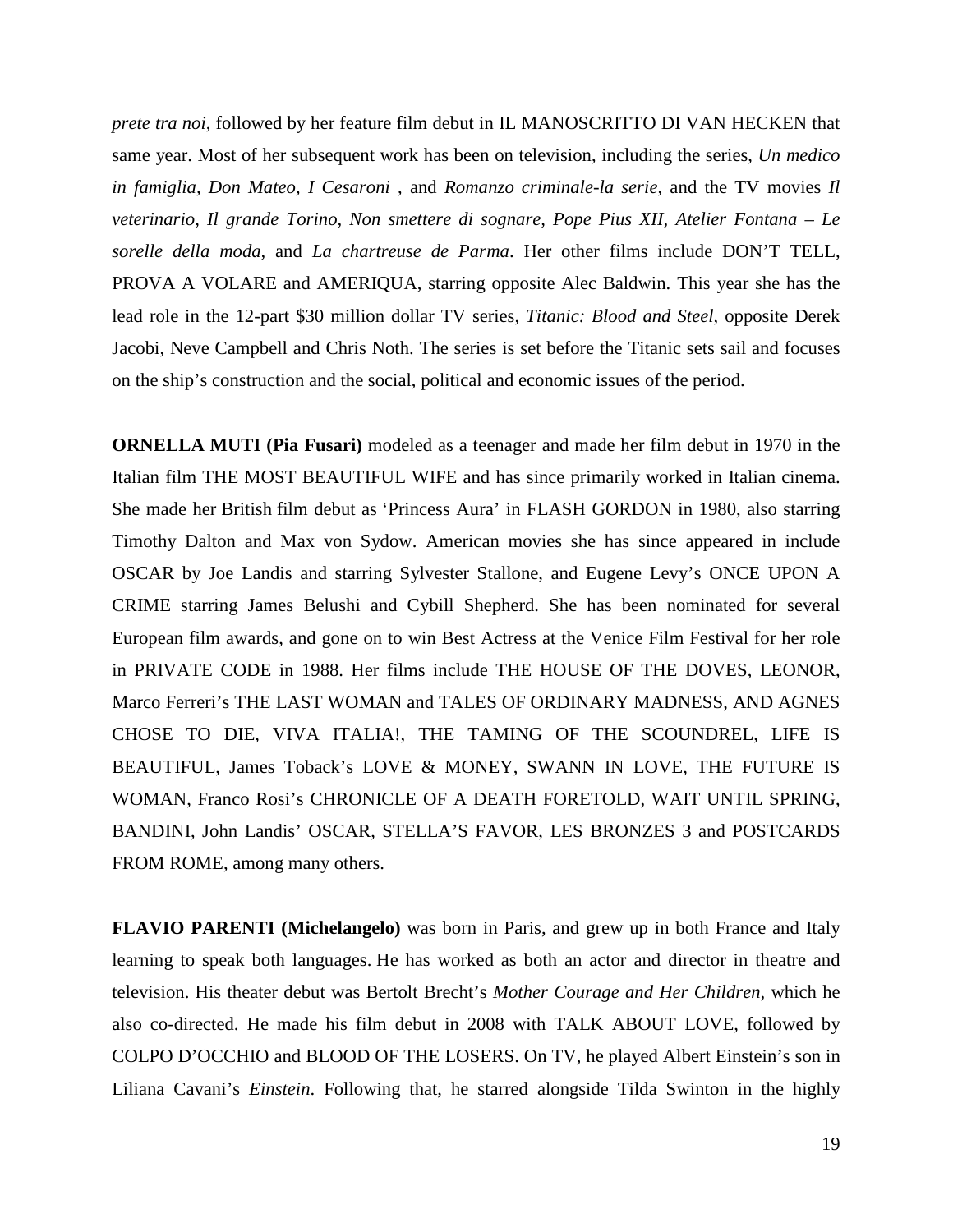*prete tra noi*, followed by her feature film debut in IL MANOSCRITTO DI VAN HECKEN that same year. Most of her subsequent work has been on television, including the series, *Un medico in famiglia, Don Mateo, I Cesaroni* , and *Romanzo criminale-la serie*, and the TV movies *Il veterinario, Il grande Torino, Non smettere di sognare, Pope Pius XII, Atelier Fontana – Le sorelle della moda,* and *La chartreuse de Parma*. Her other films include DON'T TELL, PROVA A VOLARE and AMERIQUA, starring opposite Alec Baldwin. This year she has the lead role in the 12-part $30 million dollar TV series, *Titanic: Blood and Steel*, opposite Derek Jacobi, Neve Campbell and Chris Noth. The series is set before the Titanic sets sail and focuses on the ship's construction and the social, political and economic issues of the period.

**ORNELLA MUTI (Pia Fusari)** modeled as a teenager and made her film debut in 1970 in the Italian film THE MOST BEAUTIFUL WIFE and has since primarily worked in Italian cinema. She made her British film debut as 'Princess Aura' in FLASH GORDON in 1980, also starring Timothy Dalton and Max von Sydow. American movies she has since appeared in include OSCAR by Joe Landis and starring Sylvester Stallone, and Eugene Levy's ONCE UPON A CRIME starring James Belushi and Cybill Shepherd. She has been nominated for several European film awards, and gone on to win Best Actress at the Venice Film Festival for her role in PRIVATE CODE in 1988. Her films include THE HOUSE OF THE DOVES, LEONOR, Marco Ferreri's THE LAST WOMAN and TALES OF ORDINARY MADNESS, AND AGNES CHOSE TO DIE, VIVA ITALIA!, THE TAMING OF THE SCOUNDREL, LIFE IS BEAUTIFUL, James Toback's LOVE & MONEY, SWANN IN LOVE, THE FUTURE IS WOMAN, Franco Rosi's CHRONICLE OF A DEATH FORETOLD, WAIT UNTIL SPRING, BANDINI, John Landis' OSCAR, STELLA'S FAVOR, LES BRONZES 3 and POSTCARDS FROM ROME, among many others.

**FLAVIO PARENTI (Michelangelo)** was born in Paris, and grew up in both France and Italy learning to speak both languages. He has worked as both an actor and director in theatre and television. His theater debut was Bertolt Brecht's *Mother Courage and Her Children*, which he also co-directed. He made his film debut in 2008 with TALK ABOUT LOVE, followed by COLPO D'OCCHIO and BLOOD OF THE LOSERS. On TV, he played Albert Einstein's son in Liliana Cavani's *Einstein*. Following that, he starred alongside Tilda Swinton in the highly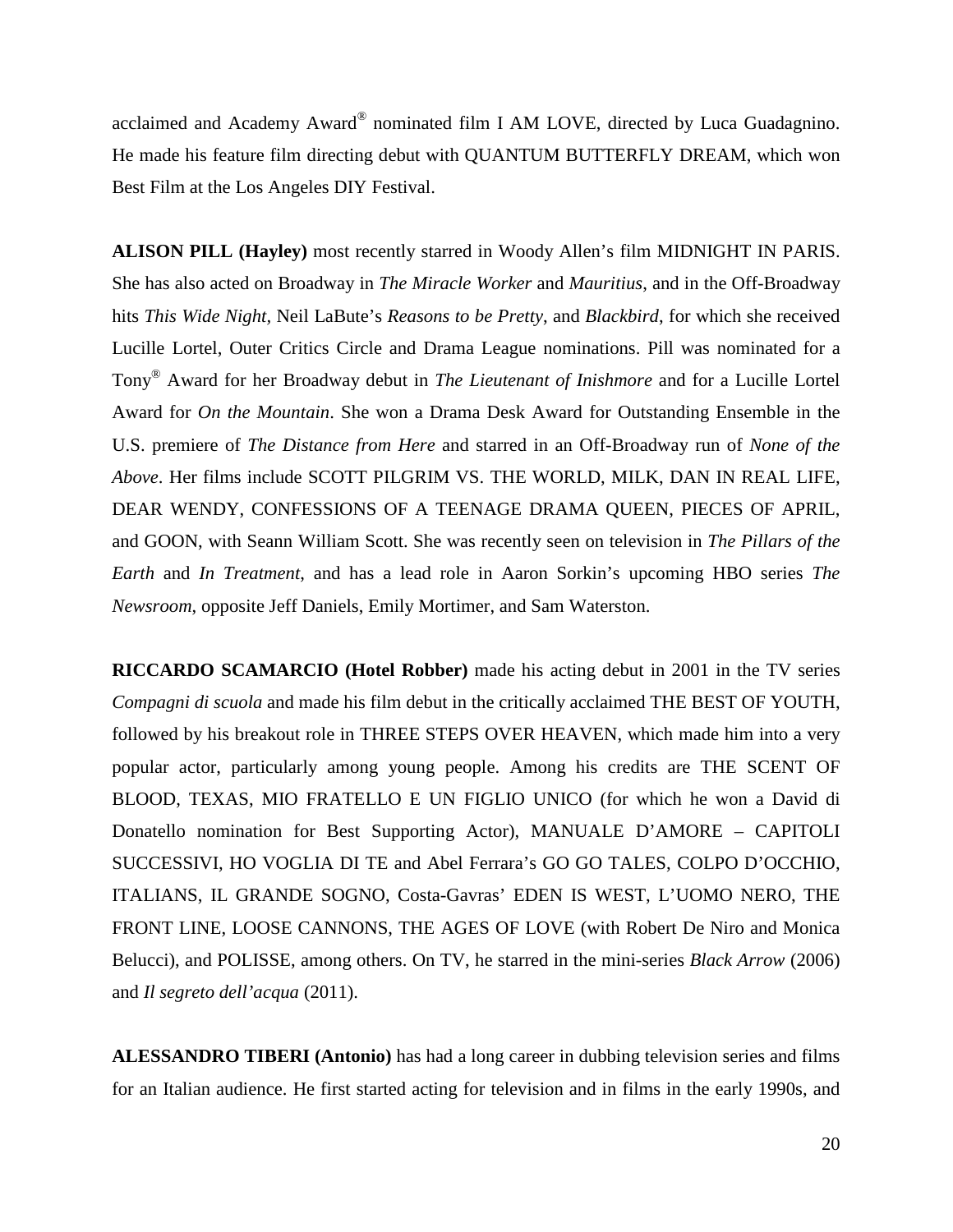acclaimed and Academy Award® nominated film I AM LOVE, directed by Luca Guadagnino. He made his feature film directing debut with QUANTUM BUTTERFLY DREAM, which won Best Film at the Los Angeles DIY Festival.

**ALISON PILL (Hayley)** most recently starred in Woody Allen's film MIDNIGHT IN PARIS. She has also acted on Broadway in *The Miracle Worker* and *Mauritius*, and in the Off-Broadway hits *This Wide Night*, Neil LaBute's *Reasons to be Pretty*, and *Blackbird*, for which she received Lucille Lortel, Outer Critics Circle and Drama League nominations. Pill was nominated for a Tony® Award for her Broadway debut in *The Lieutenant of Inishmore* and for a Lucille Lortel Award for *On the Mountain*. She won a Drama Desk Award for Outstanding Ensemble in the U.S. premiere of *The Distance from Here* and starred in an Off-Broadway run of *None of the Above*. Her films include SCOTT PILGRIM VS. THE WORLD, MILK, DAN IN REAL LIFE, DEAR WENDY, CONFESSIONS OF A TEENAGE DRAMA QUEEN, PIECES OF APRIL, and GOON, with Seann William Scott. She was recently seen on television in *The Pillars of the Earth* and *In Treatment*, and has a lead role in Aaron Sorkin's upcoming HBO series *The Newsroom*, opposite Jeff Daniels, Emily Mortimer, and Sam Waterston.

**RICCARDO SCAMARCIO (Hotel Robber)** made his acting debut in 2001 in the TV series *Compagni di scuola* and made his film debut in the critically acclaimed THE BEST OF YOUTH, followed by his breakout role in THREE STEPS OVER HEAVEN, which made him into a very popular actor, particularly among young people. Among his credits are THE SCENT OF BLOOD, TEXAS, MIO FRATELLO E UN FIGLIO UNICO (for which he won a David di Donatello nomination for Best Supporting Actor), MANUALE D'AMORE – CAPITOLI SUCCESSIVI, HO VOGLIA DI TE and Abel Ferrara's GO GO TALES, COLPO D'OCCHIO, ITALIANS, IL GRANDE SOGNO, Costa-Gavras' EDEN IS WEST, L'UOMO NERO, THE FRONT LINE, LOOSE CANNONS, THE AGES OF LOVE (with Robert De Niro and Monica Belucci), and POLISSE, among others. On TV, he starred in the mini-series *Black Arrow* (2006) and *Il segreto dell'acqua* (2011).

**ALESSANDRO TIBERI (Antonio)** has had a long career in dubbing television series and films for an Italian audience. He first started acting for television and in films in the early 1990s, and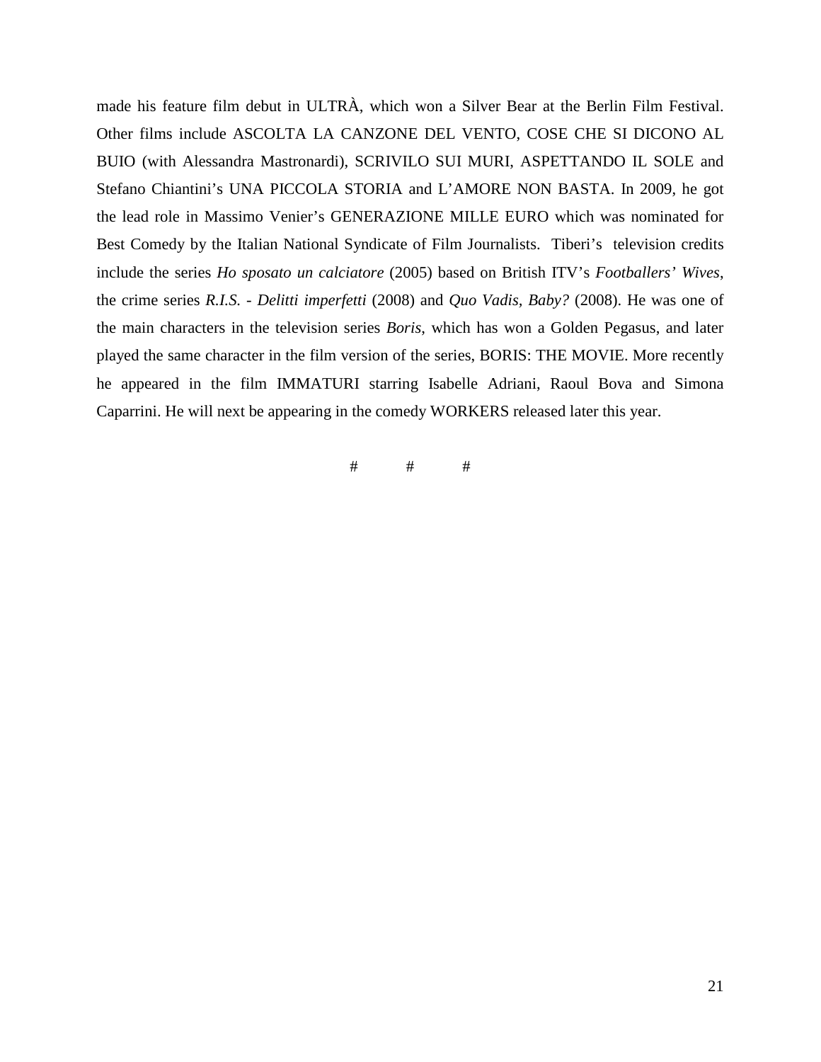made his feature film debut in ULTRÀ, which won a Silver Bear at the Berlin Film Festival. Other films include ASCOLTA LA CANZONE DEL VENTO, COSE CHE SI DICONO AL BUIO (with Alessandra Mastronardi), SCRIVILO SUI MURI, ASPETTANDO IL SOLE and Stefano Chiantini's UNA PICCOLA STORIA and L'AMORE NON BASTA. In 2009, he got the lead role in Massimo Venier's GENERAZIONE MILLE EURO which was nominated for Best Comedy by the Italian National Syndicate of Film Journalists. Tiberi's television credits include the series *Ho sposato un calciatore* (2005) based on British ITV's *Footballers' Wives*, the crime series *R.I.S. - Delitti imperfetti* (2008) and *Quo Vadis, Baby?* (2008). He was one of the main characters in the television series *Boris*, which has won a Golden Pegasus, and later played the same character in the film version of the series, BORIS: THE MOVIE. More recently he appeared in the film IMMATURI starring Isabelle Adriani, Raoul Bova and Simona Caparrini. He will next be appearing in the comedy WORKERS released later this year.

# # #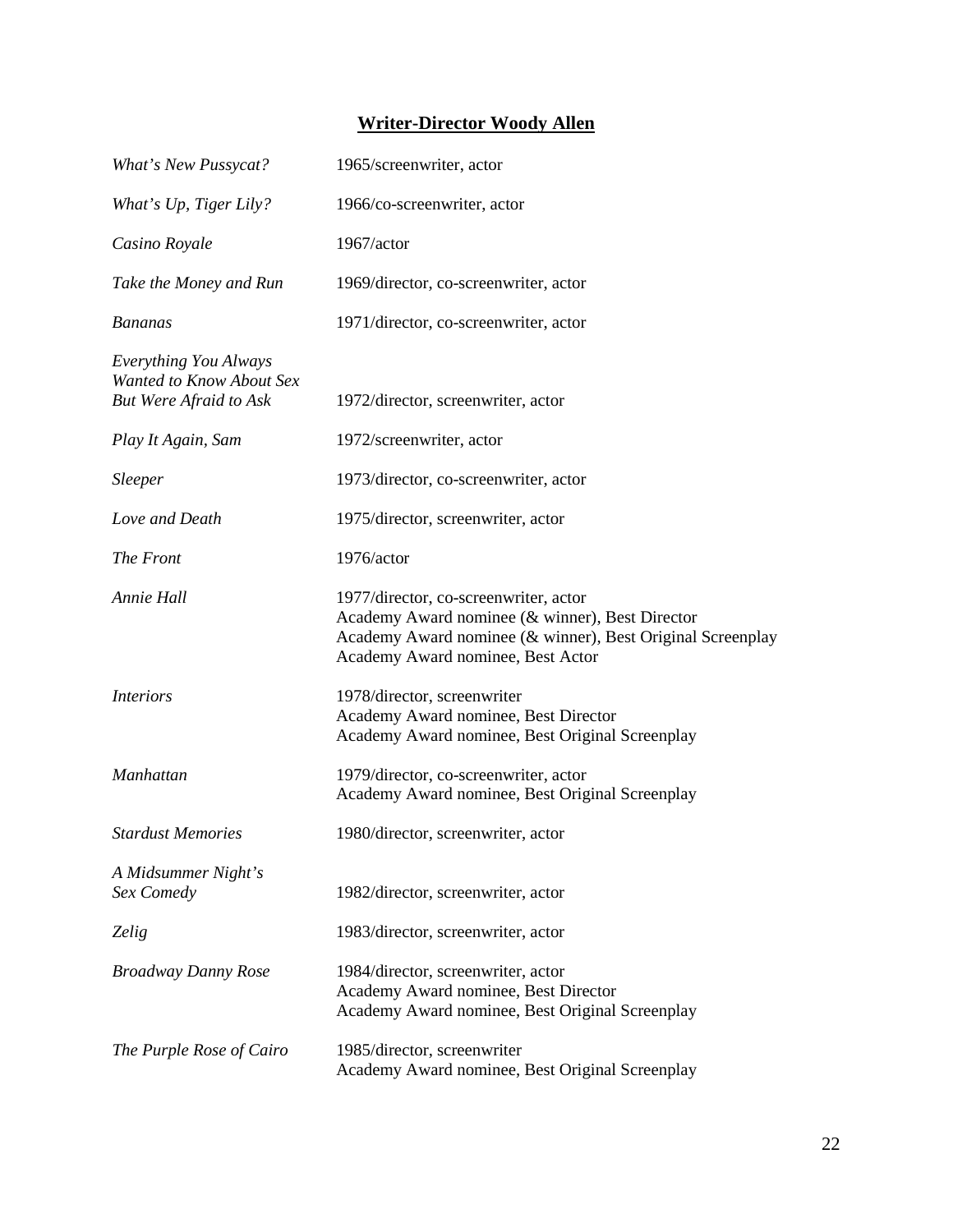## Writer-Director Woody Allen

| | |
|---|---|
| *What's New Pussycat?* | 1965/screenwriter, actor |
| *What's Up, Tiger Lily?* | 1966/co-screenwriter, actor |
| *Casino Royale* | 1967/actor |
| *Take the Money and Run* | 1969/director, co-screenwriter, actor |
| *Bananas* | 1971/director, co-screenwriter, actor |
| *Everything You Always Wanted to Know About Sex But Were Afraid to Ask* | 1972/director, screenwriter, actor |
| *Play It Again, Sam* | 1972/screenwriter, actor |
| *Sleeper* | 1973/director, co-screenwriter, actor |
| *Love and Death* | 1975/director, screenwriter, actor |
| *The Front* | 1976/actor |
| *Annie Hall* | 1977/director, co-screenwriter, actor<br>Academy Award nominee (& winner), Best Director<br>Academy Award nominee (& winner), Best Original Screenplay<br>Academy Award nominee, Best Actor |
| *Interiors* | 1978/director, screenwriter<br>Academy Award nominee, Best Director<br>Academy Award nominee, Best Original Screenplay |
| *Manhattan* | 1979/director, co-screenwriter, actor<br>Academy Award nominee, Best Original Screenplay |
| *Stardust Memories* | 1980/director, screenwriter, actor |
| *A Midsummer Night's Sex Comedy* | 1982/director, screenwriter, actor |
| *Zelig* | 1983/director, screenwriter, actor |
| *Broadway Danny Rose* | 1984/director, screenwriter, actor<br>Academy Award nominee, Best Director<br>Academy Award nominee, Best Original Screenplay |
| *The Purple Rose of Cairo* | 1985/director, screenwriter<br>Academy Award nominee, Best Original Screenplay |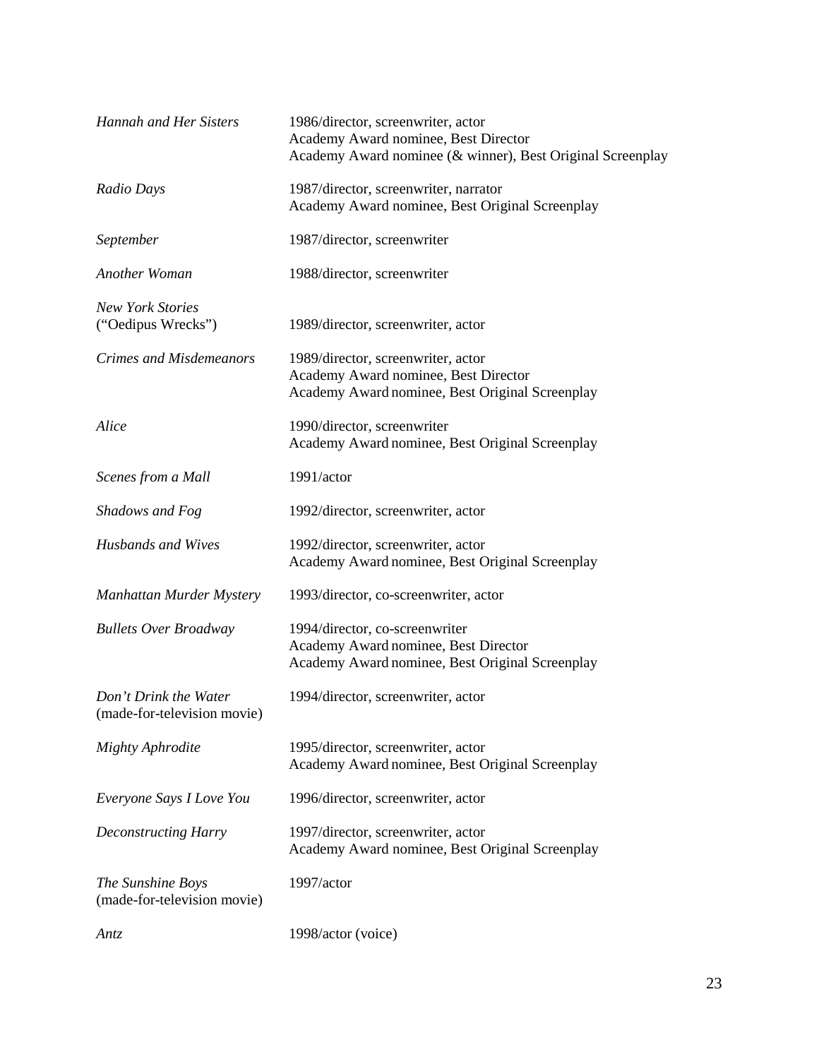| | |
|---|---|
| *Hannah and Her Sisters* | 1986/director, screenwriter, actor<br>Academy Award nominee, Best Director<br>Academy Award nominee (& winner), Best Original Screenplay |
| *Radio Days* | 1987/director, screenwriter, narrator<br>Academy Award nominee, Best Original Screenplay |
| *September* | 1987/director, screenwriter |
| *Another Woman* | 1988/director, screenwriter |
| *New York Stories* ("Oedipus Wrecks") | 1989/director, screenwriter, actor |
| *Crimes and Misdemeanors* | 1989/director, screenwriter, actor<br>Academy Award nominee, Best Director<br>Academy Award nominee, Best Original Screenplay |
| *Alice* | 1990/director, screenwriter<br>Academy Award nominee, Best Original Screenplay |
| *Scenes from a Mall* | 1991/actor |
| *Shadows and Fog* | 1992/director, screenwriter, actor |
| *Husbands and Wives* | 1992/director, screenwriter, actor<br>Academy Award nominee, Best Original Screenplay |
| *Manhattan Murder Mystery* | 1993/director, co-screenwriter, actor |
| *Bullets Over Broadway* | 1994/director, co-screenwriter<br>Academy Award nominee, Best Director<br>Academy Award nominee, Best Original Screenplay |
| *Don't Drink the Water* (made-for-television movie) | 1994/director, screenwriter, actor |
| *Mighty Aphrodite* | 1995/director, screenwriter, actor<br>Academy Award nominee, Best Original Screenplay |
| *Everyone Says I Love You* | 1996/director, screenwriter, actor |
| *Deconstructing Harry* | 1997/director, screenwriter, actor<br>Academy Award nominee, Best Original Screenplay |
| *The Sunshine Boys* (made-for-television movie) | 1997/actor |
| *Antz* | 1998/actor (voice) |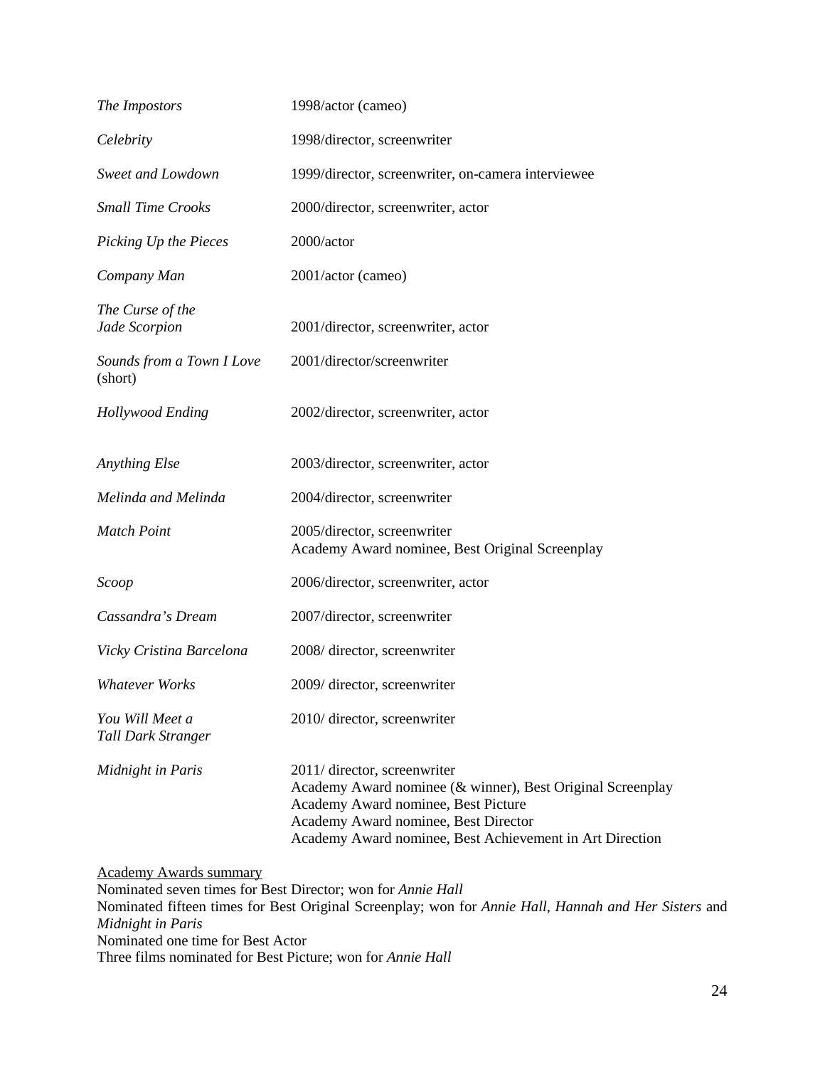| | |
|---|---|
| *The Impostors* | 1998/actor (cameo) |
| *Celebrity* | 1998/director, screenwriter |
| *Sweet and Lowdown* | 1999/director, screenwriter, on-camera interviewee |
| *Small Time Crooks* | 2000/director, screenwriter, actor |
| *Picking Up the Pieces* | 2000/actor |
| *Company Man* | 2001/actor (cameo) |
| *The Curse of the Jade Scorpion* | 2001/director, screenwriter, actor |
| *Sounds from a Town I Love* (short) | 2001/director/screenwriter |
| *Hollywood Ending* | 2002/director, screenwriter, actor |
| *Anything Else* | 2003/director, screenwriter, actor |
| *Melinda and Melinda* | 2004/director, screenwriter |
| *Match Point* | 2005/director, screenwriter<br>Academy Award nominee, Best Original Screenplay |
| *Scoop* | 2006/director, screenwriter, actor |
| *Cassandra's Dream* | 2007/director, screenwriter |
| *Vicky Cristina Barcelona* | 2008/ director, screenwriter |
| *Whatever Works* | 2009/ director, screenwriter |
| *You Will Meet a Tall Dark Stranger* | 2010/ director, screenwriter |
| *Midnight in Paris* | 2011/ director, screenwriter<br>Academy Award nominee (& winner), Best Original Screenplay<br>Academy Award nominee, Best Picture<br>Academy Award nominee, Best Director<br>Academy Award nominee, Best Achievement in Art Direction |

<u>Academy Awards summary</u>
Nominated seven times for Best Director; won for *Annie Hall*
Nominated fifteen times for Best Original Screenplay; won for *Annie Hall*, *Hannah and Her Sisters* and *Midnight in Paris*
Nominated one time for Best Actor
Three films nominated for Best Picture; won for *Annie Hall*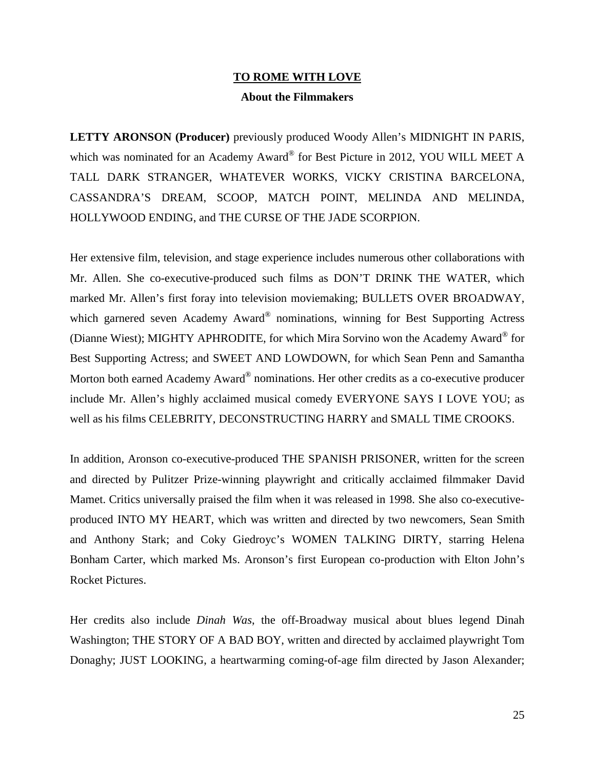# TO ROME WITH LOVE

## About the Filmmakers

**LETTY ARONSON (Producer)** previously produced Woody Allen's MIDNIGHT IN PARIS, which was nominated for an Academy Award® for Best Picture in 2012, YOU WILL MEET A TALL DARK STRANGER, WHATEVER WORKS, VICKY CRISTINA BARCELONA, CASSANDRA'S DREAM, SCOOP, MATCH POINT, MELINDA AND MELINDA, HOLLYWOOD ENDING, and THE CURSE OF THE JADE SCORPION.

Her extensive film, television, and stage experience includes numerous other collaborations with Mr. Allen. She co-executive-produced such films as DON'T DRINK THE WATER, which marked Mr. Allen's first foray into television moviemaking; BULLETS OVER BROADWAY, which garnered seven Academy Award® nominations, winning for Best Supporting Actress (Dianne Wiest); MIGHTY APHRODITE, for which Mira Sorvino won the Academy Award® for Best Supporting Actress; and SWEET AND LOWDOWN, for which Sean Penn and Samantha Morton both earned Academy Award® nominations. Her other credits as a co-executive producer include Mr. Allen's highly acclaimed musical comedy EVERYONE SAYS I LOVE YOU; as well as his films CELEBRITY, DECONSTRUCTING HARRY and SMALL TIME CROOKS.

In addition, Aronson co-executive-produced THE SPANISH PRISONER, written for the screen and directed by Pulitzer Prize-winning playwright and critically acclaimed filmmaker David Mamet. Critics universally praised the film when it was released in 1998. She also co-executive-produced INTO MY HEART, which was written and directed by two newcomers, Sean Smith and Anthony Stark; and Coky Giedroyc's WOMEN TALKING DIRTY, starring Helena Bonham Carter, which marked Ms. Aronson's first European co-production with Elton John's Rocket Pictures.

Her credits also include *Dinah Was*, the off-Broadway musical about blues legend Dinah Washington; THE STORY OF A BAD BOY, written and directed by acclaimed playwright Tom Donaghy; JUST LOOKING, a heartwarming coming-of-age film directed by Jason Alexander;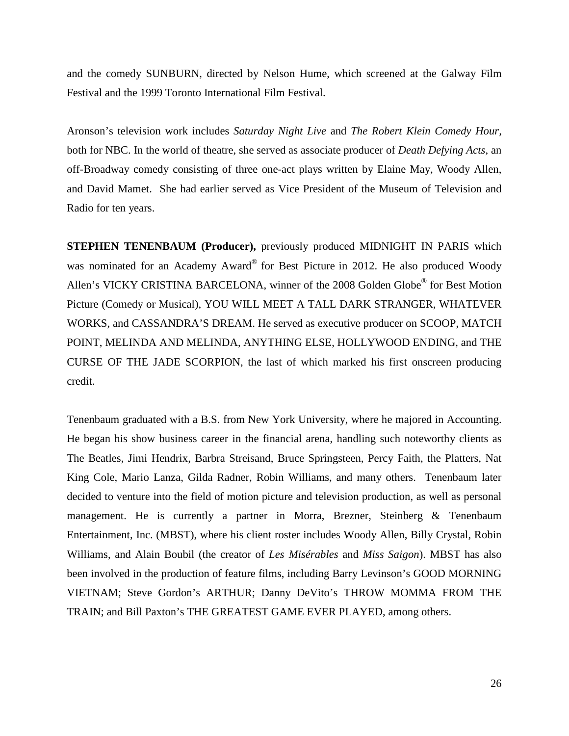and the comedy SUNBURN, directed by Nelson Hume, which screened at the Galway Film Festival and the 1999 Toronto International Film Festival.

Aronson's television work includes *Saturday Night Live* and *The Robert Klein Comedy Hour*, both for NBC. In the world of theatre, she served as associate producer of *Death Defying Acts*, an off-Broadway comedy consisting of three one-act plays written by Elaine May, Woody Allen, and David Mamet. She had earlier served as Vice President of the Museum of Television and Radio for ten years.

**STEPHEN TENENBAUM (Producer),** previously produced MIDNIGHT IN PARIS which was nominated for an Academy Award® for Best Picture in 2012. He also produced Woody Allen's VICKY CRISTINA BARCELONA, winner of the 2008 Golden Globe® for Best Motion Picture (Comedy or Musical), YOU WILL MEET A TALL DARK STRANGER, WHATEVER WORKS, and CASSANDRA'S DREAM. He served as executive producer on SCOOP, MATCH POINT, MELINDA AND MELINDA, ANYTHING ELSE, HOLLYWOOD ENDING, and THE CURSE OF THE JADE SCORPION, the last of which marked his first onscreen producing credit.

Tenenbaum graduated with a B.S. from New York University, where he majored in Accounting. He began his show business career in the financial arena, handling such noteworthy clients as The Beatles, Jimi Hendrix, Barbra Streisand, Bruce Springsteen, Percy Faith, the Platters, Nat King Cole, Mario Lanza, Gilda Radner, Robin Williams, and many others. Tenenbaum later decided to venture into the field of motion picture and television production, as well as personal management. He is currently a partner in Morra, Brezner, Steinberg & Tenenbaum Entertainment, Inc. (MBST), where his client roster includes Woody Allen, Billy Crystal, Robin Williams, and Alain Boubil (the creator of *Les Misérables* and *Miss Saigon*). MBST has also been involved in the production of feature films, including Barry Levinson's GOOD MORNING VIETNAM; Steve Gordon's ARTHUR; Danny DeVito's THROW MOMMA FROM THE TRAIN; and Bill Paxton's THE GREATEST GAME EVER PLAYED, among others.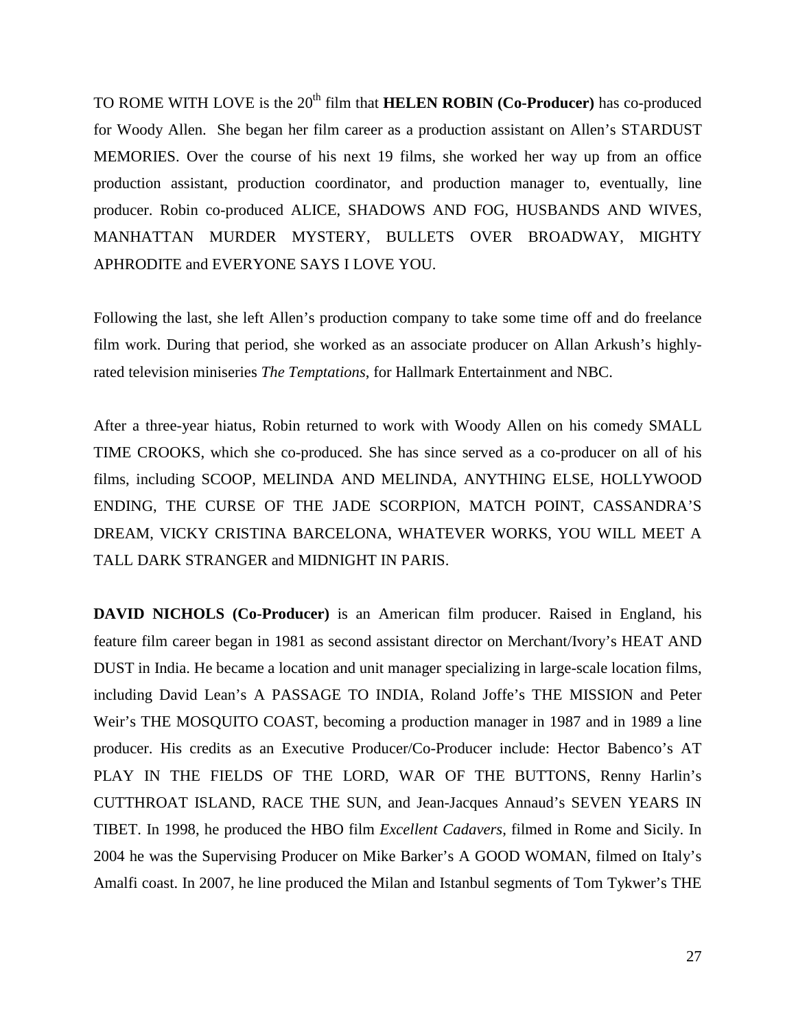TO ROME WITH LOVE is the 20th film that **HELEN ROBIN (Co-Producer)** has co-produced for Woody Allen. She began her film career as a production assistant on Allen's STARDUST MEMORIES. Over the course of his next 19 films, she worked her way up from an office production assistant, production coordinator, and production manager to, eventually, line producer. Robin co-produced ALICE, SHADOWS AND FOG, HUSBANDS AND WIVES, MANHATTAN MURDER MYSTERY, BULLETS OVER BROADWAY, MIGHTY APHRODITE and EVERYONE SAYS I LOVE YOU.

Following the last, she left Allen's production company to take some time off and do freelance film work. During that period, she worked as an associate producer on Allan Arkush's highly-rated television miniseries *The Temptations*, for Hallmark Entertainment and NBC.

After a three-year hiatus, Robin returned to work with Woody Allen on his comedy SMALL TIME CROOKS, which she co-produced. She has since served as a co-producer on all of his films, including SCOOP, MELINDA AND MELINDA, ANYTHING ELSE, HOLLYWOOD ENDING, THE CURSE OF THE JADE SCORPION, MATCH POINT, CASSANDRA'S DREAM, VICKY CRISTINA BARCELONA, WHATEVER WORKS, YOU WILL MEET A TALL DARK STRANGER and MIDNIGHT IN PARIS.

**DAVID NICHOLS (Co-Producer)** is an American film producer. Raised in England, his feature film career began in 1981 as second assistant director on Merchant/Ivory's HEAT AND DUST in India. He became a location and unit manager specializing in large-scale location films, including David Lean's A PASSAGE TO INDIA, Roland Joffe's THE MISSION and Peter Weir's THE MOSQUITO COAST, becoming a production manager in 1987 and in 1989 a line producer. His credits as an Executive Producer/Co-Producer include: Hector Babenco's AT PLAY IN THE FIELDS OF THE LORD, WAR OF THE BUTTONS, Renny Harlin's CUTTHROAT ISLAND, RACE THE SUN, and Jean-Jacques Annaud's SEVEN YEARS IN TIBET. In 1998, he produced the HBO film *Excellent Cadavers*, filmed in Rome and Sicily. In 2004 he was the Supervising Producer on Mike Barker's A GOOD WOMAN, filmed on Italy's Amalfi coast. In 2007, he line produced the Milan and Istanbul segments of Tom Tykwer's THE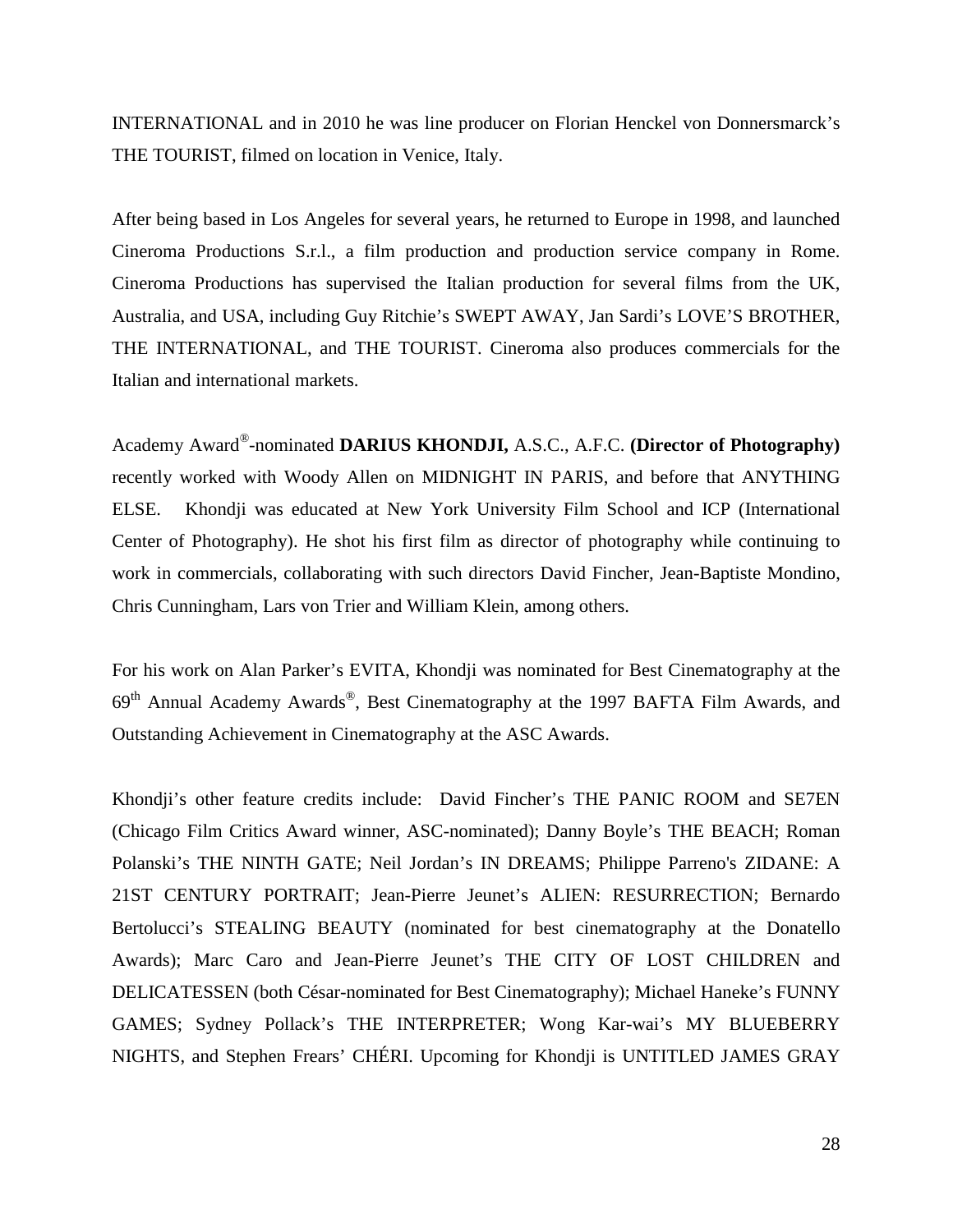INTERNATIONAL and in 2010 he was line producer on Florian Henckel von Donnersmarck's THE TOURIST, filmed on location in Venice, Italy.

After being based in Los Angeles for several years, he returned to Europe in 1998, and launched Cineroma Productions S.r.l., a film production and production service company in Rome. Cineroma Productions has supervised the Italian production for several films from the UK, Australia, and USA, including Guy Ritchie's SWEPT AWAY, Jan Sardi's LOVE'S BROTHER, THE INTERNATIONAL, and THE TOURIST. Cineroma also produces commercials for the Italian and international markets.

Academy Award®-nominated **DARIUS KHONDJI,** A.S.C., A.F.C. **(Director of Photography)** recently worked with Woody Allen on MIDNIGHT IN PARIS, and before that ANYTHING ELSE. Khondji was educated at New York University Film School and ICP (International Center of Photography). He shot his first film as director of photography while continuing to work in commercials, collaborating with such directors David Fincher, Jean-Baptiste Mondino, Chris Cunningham, Lars von Trier and William Klein, among others.

For his work on Alan Parker's EVITA, Khondji was nominated for Best Cinematography at the 69th Annual Academy Awards®, Best Cinematography at the 1997 BAFTA Film Awards, and Outstanding Achievement in Cinematography at the ASC Awards.

Khondji's other feature credits include: David Fincher's THE PANIC ROOM and SE7EN (Chicago Film Critics Award winner, ASC-nominated); Danny Boyle's THE BEACH; Roman Polanski's THE NINTH GATE; Neil Jordan's IN DREAMS; Philippe Parreno's ZIDANE: A 21ST CENTURY PORTRAIT; Jean-Pierre Jeunet's ALIEN: RESURRECTION; Bernardo Bertolucci's STEALING BEAUTY (nominated for best cinematography at the Donatello Awards); Marc Caro and Jean-Pierre Jeunet's THE CITY OF LOST CHILDREN and DELICATESSEN (both César-nominated for Best Cinematography); Michael Haneke's FUNNY GAMES; Sydney Pollack's THE INTERPRETER; Wong Kar-wai's MY BLUEBERRY NIGHTS, and Stephen Frears' CHÉRI. Upcoming for Khondji is UNTITLED JAMES GRAY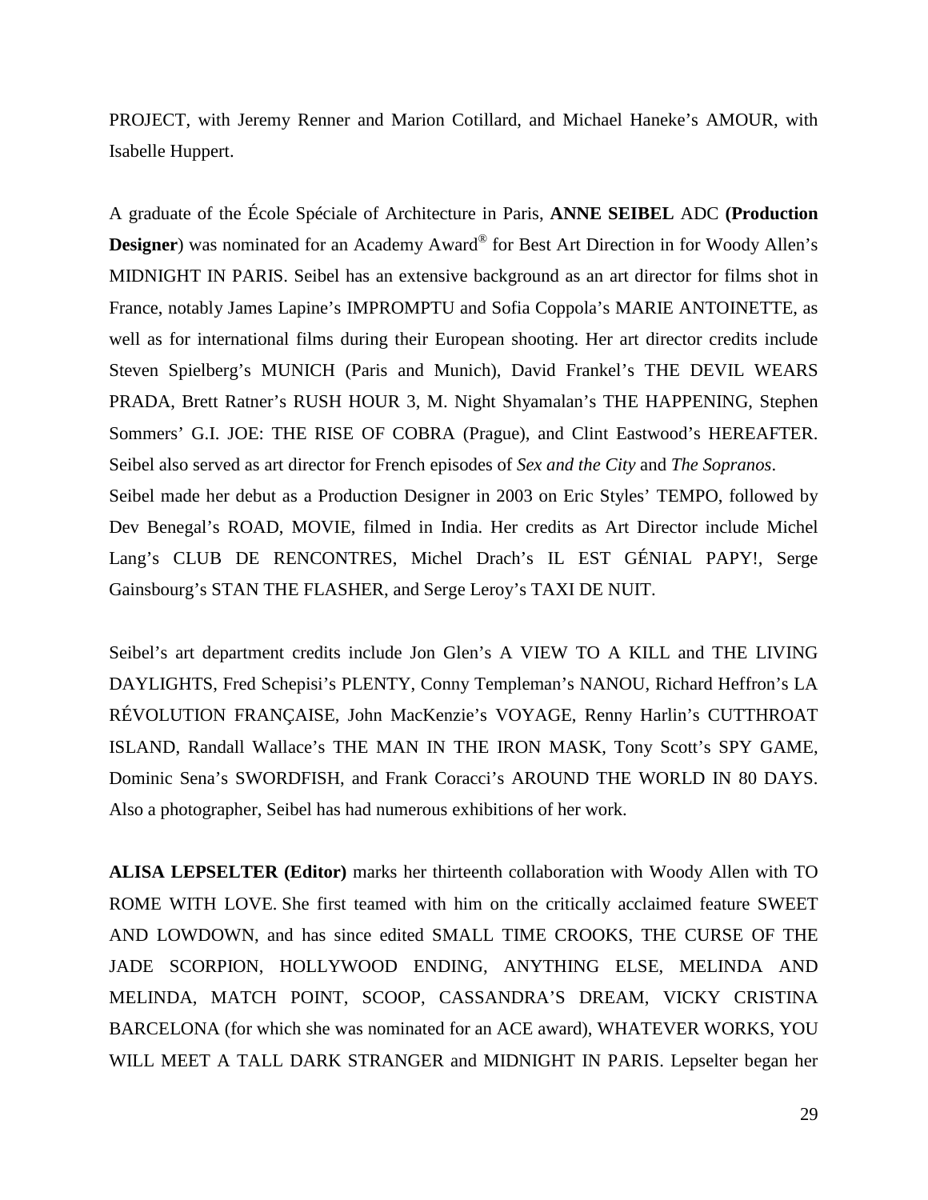PROJECT, with Jeremy Renner and Marion Cotillard, and Michael Haneke's AMOUR, with Isabelle Huppert.

A graduate of the École Spéciale of Architecture in Paris, **ANNE SEIBEL** ADC **(Production Designer**) was nominated for an Academy Award® for Best Art Direction in for Woody Allen's MIDNIGHT IN PARIS. Seibel has an extensive background as an art director for films shot in France, notably James Lapine's IMPROMPTU and Sofia Coppola's MARIE ANTOINETTE, as well as for international films during their European shooting. Her art director credits include Steven Spielberg's MUNICH (Paris and Munich), David Frankel's THE DEVIL WEARS PRADA, Brett Ratner's RUSH HOUR 3, M. Night Shyamalan's THE HAPPENING, Stephen Sommers' G.I. JOE: THE RISE OF COBRA (Prague), and Clint Eastwood's HEREAFTER. Seibel also served as art director for French episodes of *Sex and the City* and *The Sopranos*.
Seibel made her debut as a Production Designer in 2003 on Eric Styles' TEMPO, followed by Dev Benegal's ROAD, MOVIE, filmed in India. Her credits as Art Director include Michel Lang's CLUB DE RENCONTRES, Michel Drach's IL EST GÉNIAL PAPY!, Serge Gainsbourg's STAN THE FLASHER, and Serge Leroy's TAXI DE NUIT.

Seibel's art department credits include Jon Glen's A VIEW TO A KILL and THE LIVING DAYLIGHTS, Fred Schepisi's PLENTY, Conny Templeman's NANOU, Richard Heffron's LA RÉVOLUTION FRANÇAISE, John MacKenzie's VOYAGE, Renny Harlin's CUTTHROAT ISLAND, Randall Wallace's THE MAN IN THE IRON MASK, Tony Scott's SPY GAME, Dominic Sena's SWORDFISH, and Frank Coracci's AROUND THE WORLD IN 80 DAYS. Also a photographer, Seibel has had numerous exhibitions of her work.

**ALISA LEPSELTER (Editor)** marks her thirteenth collaboration with Woody Allen with TO ROME WITH LOVE. She first teamed with him on the critically acclaimed feature SWEET AND LOWDOWN, and has since edited SMALL TIME CROOKS, THE CURSE OF THE JADE SCORPION, HOLLYWOOD ENDING, ANYTHING ELSE, MELINDA AND MELINDA, MATCH POINT, SCOOP, CASSANDRA'S DREAM, VICKY CRISTINA BARCELONA (for which she was nominated for an ACE award), WHATEVER WORKS, YOU WILL MEET A TALL DARK STRANGER and MIDNIGHT IN PARIS. Lepselter began her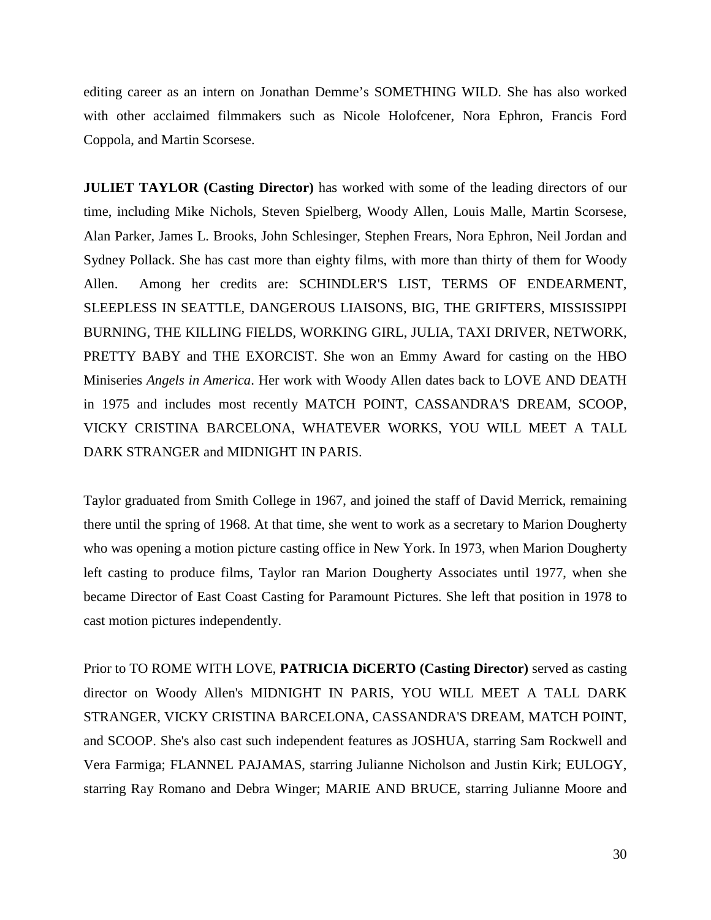editing career as an intern on Jonathan Demme's SOMETHING WILD. She has also worked with other acclaimed filmmakers such as Nicole Holofcener, Nora Ephron, Francis Ford Coppola, and Martin Scorsese.

**JULIET TAYLOR (Casting Director)** has worked with some of the leading directors of our time, including Mike Nichols, Steven Spielberg, Woody Allen, Louis Malle, Martin Scorsese, Alan Parker, James L. Brooks, John Schlesinger, Stephen Frears, Nora Ephron, Neil Jordan and Sydney Pollack. She has cast more than eighty films, with more than thirty of them for Woody Allen. Among her credits are: SCHINDLER'S LIST, TERMS OF ENDEARMENT, SLEEPLESS IN SEATTLE, DANGEROUS LIAISONS, BIG, THE GRIFTERS, MISSISSIPPI BURNING, THE KILLING FIELDS, WORKING GIRL, JULIA, TAXI DRIVER, NETWORK, PRETTY BABY and THE EXORCIST. She won an Emmy Award for casting on the HBO Miniseries *Angels in America*. Her work with Woody Allen dates back to LOVE AND DEATH in 1975 and includes most recently MATCH POINT, CASSANDRA'S DREAM, SCOOP, VICKY CRISTINA BARCELONA, WHATEVER WORKS, YOU WILL MEET A TALL DARK STRANGER and MIDNIGHT IN PARIS.

Taylor graduated from Smith College in 1967, and joined the staff of David Merrick, remaining there until the spring of 1968. At that time, she went to work as a secretary to Marion Dougherty who was opening a motion picture casting office in New York. In 1973, when Marion Dougherty left casting to produce films, Taylor ran Marion Dougherty Associates until 1977, when she became Director of East Coast Casting for Paramount Pictures. She left that position in 1978 to cast motion pictures independently.

Prior to TO ROME WITH LOVE, **PATRICIA DiCERTO (Casting Director)** served as casting director on Woody Allen's MIDNIGHT IN PARIS, YOU WILL MEET A TALL DARK STRANGER, VICKY CRISTINA BARCELONA, CASSANDRA'S DREAM, MATCH POINT, and SCOOP. She's also cast such independent features as JOSHUA, starring Sam Rockwell and Vera Farmiga; FLANNEL PAJAMAS, starring Julianne Nicholson and Justin Kirk; EULOGY, starring Ray Romano and Debra Winger; MARIE AND BRUCE, starring Julianne Moore and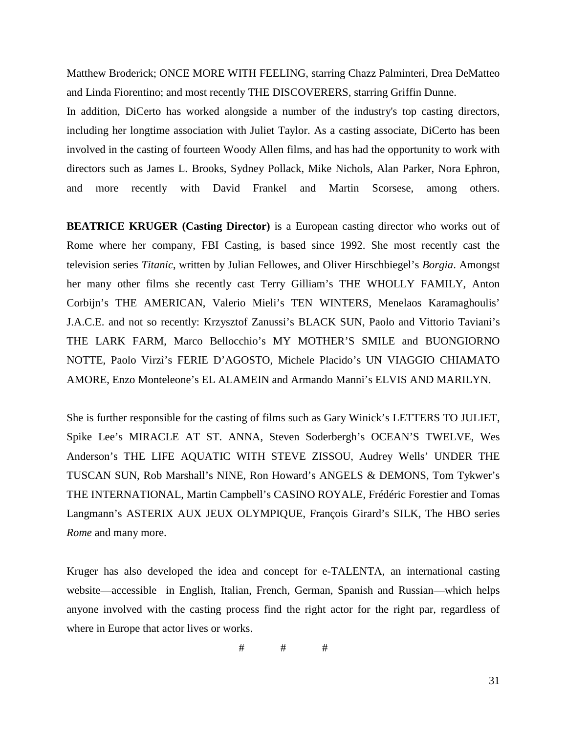Matthew Broderick; ONCE MORE WITH FEELING, starring Chazz Palminteri, Drea DeMatteo and Linda Fiorentino; and most recently THE DISCOVERERS, starring Griffin Dunne.

In addition, DiCerto has worked alongside a number of the industry's top casting directors, including her longtime association with Juliet Taylor. As a casting associate, DiCerto has been involved in the casting of fourteen Woody Allen films, and has had the opportunity to work with directors such as James L. Brooks, Sydney Pollack, Mike Nichols, Alan Parker, Nora Ephron, and more recently with David Frankel and Martin Scorsese, among others.

**BEATRICE KRUGER (Casting Director)** is a European casting director who works out of Rome where her company, FBI Casting, is based since 1992. She most recently cast the television series *Titanic*, written by Julian Fellowes, and Oliver Hirschbiegel's *Borgia*. Amongst her many other films she recently cast Terry Gilliam's THE WHOLLY FAMILY, Anton Corbijn's THE AMERICAN, Valerio Mieli's TEN WINTERS, Menelaos Karamaghoulis' J.A.C.E. and not so recently: Krzysztof Zanussi's BLACK SUN, Paolo and Vittorio Taviani's THE LARK FARM, Marco Bellocchio's MY MOTHER'S SMILE and BUONGIORNO NOTTE, Paolo Virzì's FERIE D'AGOSTO, Michele Placido's UN VIAGGIO CHIAMATO AMORE, Enzo Monteleone's EL ALAMEIN and Armando Manni's ELVIS AND MARILYN.

She is further responsible for the casting of films such as Gary Winick's LETTERS TO JULIET, Spike Lee's MIRACLE AT ST. ANNA, Steven Soderbergh's OCEAN'S TWELVE, Wes Anderson's THE LIFE AQUATIC WITH STEVE ZISSOU, Audrey Wells' UNDER THE TUSCAN SUN, Rob Marshall's NINE, Ron Howard's ANGELS & DEMONS, Tom Tykwer's THE INTERNATIONAL, Martin Campbell's CASINO ROYALE, Frédéric Forestier and Tomas Langmann's ASTERIX AUX JEUX OLYMPIQUE, François Girard's SILK, The HBO series *Rome* and many more.

Kruger has also developed the idea and concept for e-TALENTA, an international casting website—accessible in English, Italian, French, German, Spanish and Russian—which helps anyone involved with the casting process find the right actor for the right par, regardless of where in Europe that actor lives or works.

# # #